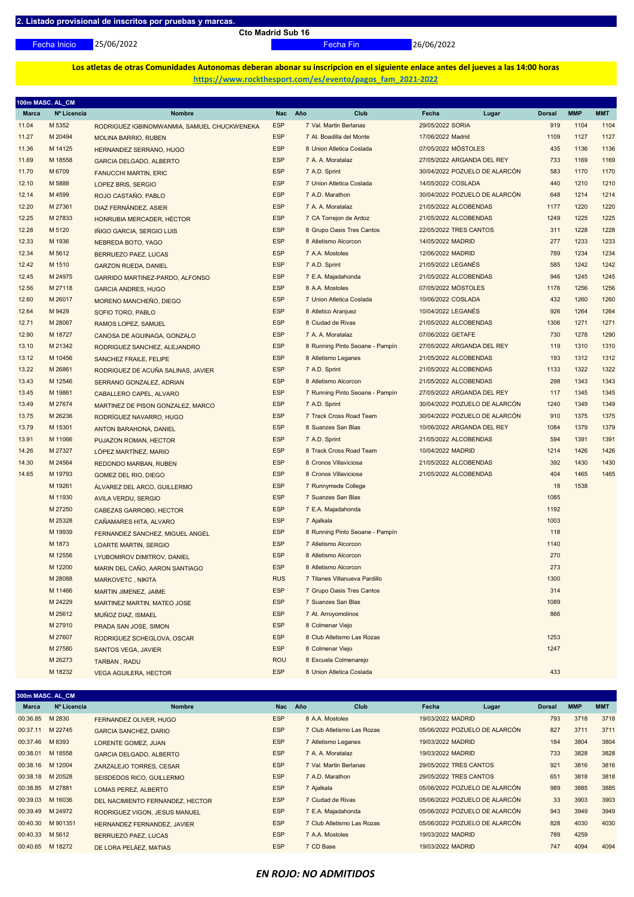## 2. Listado provisional de inscritos por pruebas y marcas.

**Cto Madrid Sub 16**

Fecha Inicio 25/06/2022 Fecha Fin 26/06/2022

**Los atletas de otras Comunidades Autonomas deberan abonar su inscripcion en el siguiente enlace antes del jueves a las 14:00 horas**
**https://www.rockthesport.com/es/evento/pagos_fam_2021-2022**

### 100m MASC. AL_CM

| Marca | Nº Licencia | Nombre | Nac | Año | Club | Fecha | Lugar | Dorsal | MMP | MMT |
|---|---|---|---|---|---|---|---|---|---|---|
| 11.04 | M 5352 | RODRIGUEZ IGBINOMWANMIA, SAMUEL CHUCKWENEKA | ESP | 7 | Val. Martin Berlanas | 29/05/2022 | SORIA | 919 | 1104 | 1104 |
| 11.27 | M 20494 | MOLINA BARRIO, RUBEN | ESP | 7 | At. Boadilla del Monte | 17/06/2022 | Madrid | 1109 | 1127 | 1127 |
| 11.36 | M 14125 | HERNANDEZ SERRANO, HUGO | ESP | 8 | Union Atletica Coslada | 07/05/2022 | MÓSTOLES | 435 | 1136 | 1136 |
| 11.69 | M 18558 | GARCIA DELGADO, ALBERTO | ESP | 7 | A. A. Moratalaz | 27/05/2022 | ARGANDA DEL REY | 733 | 1169 | 1169 |
| 11.70 | M 6709 | FANUCCHI MARTIN, ERIC | ESP | 7 | A.D. Sprint | 30/04/2022 | POZUELO DE ALARCÓN | 583 | 1170 | 1170 |
| 12.10 | M 5888 | LOPEZ BRIS, SERGIO | ESP | 7 | Union Atletica Coslada | 14/05/2022 | COSLADA | 440 | 1210 | 1210 |
| 12.14 | M 4599 | ROJO CASTAÑO, PABLO | ESP | 7 | A.D. Marathon | 30/04/2022 | POZUELO DE ALARCÓN | 648 | 1214 | 1214 |
| 12.20 | M 27361 | DIAZ FERNÁNDEZ, ASIER | ESP | 7 | A. A. Moratalaz | 21/05/2022 | ALCOBENDAS | 1177 | 1220 | 1220 |
| 12.25 | M 27833 | HONRUBIA MERCADER, HÉCTOR | ESP | 7 | CA Torrejon de Ardoz | 21/05/2022 | ALCOBENDAS | 1249 | 1225 | 1225 |
| 12.28 | M 5120 | IÑIGO GARCIA, SERGIO LUIS | ESP | 8 | Grupo Oasis Tres Cantos | 22/05/2022 | TRES CANTOS | 311 | 1228 | 1228 |
| 12.33 | M 1936 | NEBREDA BOTO, YAGO | ESP | 8 | Atletismo Alcorcon | 14/05/2022 | MADRID | 277 | 1233 | 1233 |
| 12.34 | M 5612 | BERRUEZO PAEZ, LUCAS | ESP | 7 | A.A. Mostoles | 12/06/2022 | MADRID | 789 | 1234 | 1234 |
| 12.42 | M 1510 | GARZON RUEDA, DANIEL | ESP | 7 | A.D. Sprint | 21/05/2022 | LEGANÉS | 585 | 1242 | 1242 |
| 12.45 | M 24975 | GARRIDO MARTINEZ-PARDO, ALFONSO | ESP | 7 | E.A. Majadahonda | 21/05/2022 | ALCOBENDAS | 946 | 1245 | 1245 |
| 12.56 | M 27118 | GARCIA ANDRES, HUGO | ESP | 8 | A.A. Mostoles | 07/05/2022 | MÓSTOLES | 1176 | 1256 | 1256 |
| 12.60 | M 26017 | MORENO MANCHEÑO, DIEGO | ESP | 7 | Union Atletica Coslada | 10/06/2022 | COSLADA | 432 | 1260 | 1260 |
| 12.64 | M 9429 | SOFIO TORO, PABLO | ESP | 8 | Atletico Aranjuez | 10/04/2022 | LEGANÉS | 926 | 1264 | 1264 |
| 12.71 | M 28067 | RAMOS LOPEZ, SAMUEL | ESP | 8 | Ciudad de Rivas | 21/05/2022 | ALCOBENDAS | 1306 | 1271 | 1271 |
| 12.90 | M 18727 | CANOSA DE AGUINAGA, GONZALO | ESP | 7 | A. A. Moratalaz | 07/06/2022 | GETAFE | 730 | 1278 | 1290 |
| 13.10 | M 21342 | RODRIGUEZ SANCHEZ, ALEJANDRO | ESP | 8 | Running Pinto Seoane - Pampín | 27/05/2022 | ARGANDA DEL REY | 119 | 1310 | 1310 |
| 13.12 | M 10456 | SANCHEZ FRAILE, FELIPE | ESP | 8 | Atletismo Leganes | 21/05/2022 | ALCOBENDAS | 193 | 1312 | 1312 |
| 13.22 | M 26861 | RODRIGUEZ DE ACUÑA SALINAS, JAVIER | ESP | 7 | A.D. Sprint | 21/05/2022 | ALCOBENDAS | 1133 | 1322 | 1322 |
| 13.43 | M 12546 | SERRANO GONZALEZ, ADRIAN | ESP | 8 | Atletismo Alcorcon | 21/05/2022 | ALCOBENDAS | 298 | 1343 | 1343 |
| 13.45 | M 19861 | CABALLERO CAPEL, ALVARO | ESP | 7 | Running Pinto Seoane - Pampín | 27/05/2022 | ARGANDA DEL REY | 117 | 1345 | 1345 |
| 13.49 | M 27674 | MARTINEZ DE PISON GONZALEZ, MARCO | ESP | 7 | A.D. Sprint | 30/04/2022 | POZUELO DE ALARCÓN | 1240 | 1349 | 1349 |
| 13.75 | M 26236 | RODRÍGUEZ NAVARRO, HUGO | ESP | 7 | Track Cross Road Team | 30/04/2022 | POZUELO DE ALARCÓN | 910 | 1375 | 1375 |
| 13.79 | M 15301 | ANTON BARAHONA, DANIEL | ESP | 8 | Suanzes San Blas | 10/06/2022 | ARGANDA DEL REY | 1084 | 1379 | 1379 |
| 13.91 | M 11066 | PUJAZON ROMAN, HECTOR | ESP | 7 | A.D. Sprint | 21/05/2022 | ALCOBENDAS | 594 | 1391 | 1391 |
| 14.26 | M 27327 | LÓPEZ MARTÍNEZ, MARIO | ESP | 8 | Track Cross Road Team | 10/04/2022 | MADRID | 1214 | 1426 | 1426 |
| 14.30 | M 24564 | REDONDO MARBAN, RUBEN | ESP | 8 | Cronos Villaviciosa | 21/05/2022 | ALCOBENDAS | 392 | 1430 | 1430 |
| 14.65 | M 19793 | GOMEZ DEL RIO, DIEGO | ESP | 8 | Cronos Villaviciosa | 21/05/2022 | ALCOBENDAS | 404 | 1465 | 1465 |
| | M 19261 | ÁLVAREZ DEL ARCO, GUILLERMO | ESP | 7 | Runnymede College | | | 18 | 1538 | |
| | M 11930 | AVILA VERDU, SERGIO | ESP | 7 | Suanzes San Blas | | | 1085 | | |
| | M 27250 | CABEZAS GARROBO, HECTOR | ESP | 7 | E.A. Majadahonda | | | 1192 | | |
| | M 25328 | CAÑAMARES HITA, ALVARO | ESP | 7 | Ajalkala | | | 1003 | | |
| | M 19939 | FERNANDEZ SANCHEZ, MIGUEL ANGEL | ESP | 8 | Running Pinto Seoane - Pampín | | | 118 | | |
| | M 1873 | LOARTE MARTIN, SERGIO | ESP | 7 | Atletismo Alcorcon | | | 1140 | | |
| | M 12556 | LYUBOMIROV DIMITROV, DANIEL | ESP | 8 | Atletismo Alcorcon | | | 270 | | |
| | M 12200 | MARIN DEL CAÑO, AARON SANTIAGO | ESP | 8 | Atletismo Alcorcon | | | 273 | | |
| | M 28088 | MARKOVETC , NIKITA | RUS | 7 | Titanes Villanueva Pardillo | | | 1300 | | |
| | M 11466 | MARTIN JIMENEZ, JAIME | ESP | 7 | Grupo Oasis Tres Cantos | | | 314 | | |
| | M 24229 | MARTINEZ MARTIN, MATEO JOSE | ESP | 7 | Suanzes San Blas | | | 1089 | | |
| | M 25612 | MUÑOZ DIAZ, ISMAEL | ESP | 7 | At. Arroyomolinos | | | 866 | | |
| | M 27910 | PRADA SAN JOSE, SIMON | ESP | 8 | Colmenar Viejo | | | | | |
| | M 27607 | RODRIGUEZ SCHEGLOVA, OSCAR | ESP | 8 | Club Atletismo Las Rozas | | | 1253 | | |
| | M 27580 | SANTOS VEGA, JAVIER | ESP | 8 | Colmenar Viejo | | | 1247 | | |
| | M 26273 | TARBAN , RADU | ROU | 8 | Escuela Colmenarejo | | | | | |
| | M 18232 | VEGA AGUILERA, HECTOR | ESP | 8 | Union Atletica Coslada | | | 433 | | |

### 300m MASC. AL_CM

| Marca | Nº Licencia | Nombre | Nac | Año | Club | Fecha | Lugar | Dorsal | MMP | MMT |
|---|---|---|---|---|---|---|---|---|---|---|
| 00:36.85 | M 2830 | FERNANDEZ OLIVER, HUGO | ESP | 8 | A.A. Mostoles | 19/03/2022 | MADRID | 793 | 3718 | 3718 |
| 00:37.11 | M 22745 | GARCIA SANCHEZ, DARIO | ESP | 7 | Club Atletismo Las Rozas | 05/06/2022 | POZUELO DE ALARCÓN | 827 | 3711 | 3711 |
| 00:37.46 | M 8393 | LORENTE GOMEZ, JUAN | ESP | 7 | Atletismo Leganes | 19/03/2022 | MADRID | 184 | 3804 | 3804 |
| 00:38.01 | M 18558 | GARCIA DELGADO, ALBERTO | ESP | 7 | A. A. Moratalaz | 19/03/2022 | MADRID | 733 | 3828 | 3828 |
| 00:38.16 | M 12004 | ZARZALEJO TORRES, CESAR | ESP | 7 | Val. Martin Berlanas | 29/05/2022 | TRES CANTOS | 921 | 3816 | 3816 |
| 00:38.18 | M 20528 | SEISDEDOS RICO, GUILLERMO | ESP | 7 | A.D. Marathon | 29/05/2022 | TRES CANTOS | 651 | 3818 | 3818 |
| 00:38.85 | M 27881 | LOMAS PEREZ, ALBERTO | ESP | 7 | Ajalkala | 05/06/2022 | POZUELO DE ALARCÓN | 989 | 3885 | 3885 |
| 00:39.03 | M 16036 | DEL NACIMIENTO FERNANDEZ, HECTOR | ESP | 7 | Ciudad de Rivas | 05/06/2022 | POZUELO DE ALARCÓN | 33 | 3903 | 3903 |
| 00:39.49 | M 24972 | RODRIGUEZ VIGON, JESUS MANUEL | ESP | 7 | E.A. Majadahonda | 05/06/2022 | POZUELO DE ALARCÓN | 943 | 3949 | 3949 |
| 00:40.30 | M 901351 | HERNANDEZ FERNANDEZ, JAVIER | ESP | 7 | Club Atletismo Las Rozas | 05/06/2022 | POZUELO DE ALARCÓN | 828 | 4030 | 4030 |
| 00:40.33 | M 5612 | BERRUEZO PAEZ, LUCAS | ESP | 7 | A.A. Mostoles | 19/03/2022 | MADRID | 789 | 4259 | |
| 00:40.65 | M 18272 | DE LORA PELÁEZ, MATIAS | ESP | 7 | CD Base | 19/03/2022 | MADRID | 747 | 4094 | 4094 |

*EN ROJO: NO ADMITIDOS*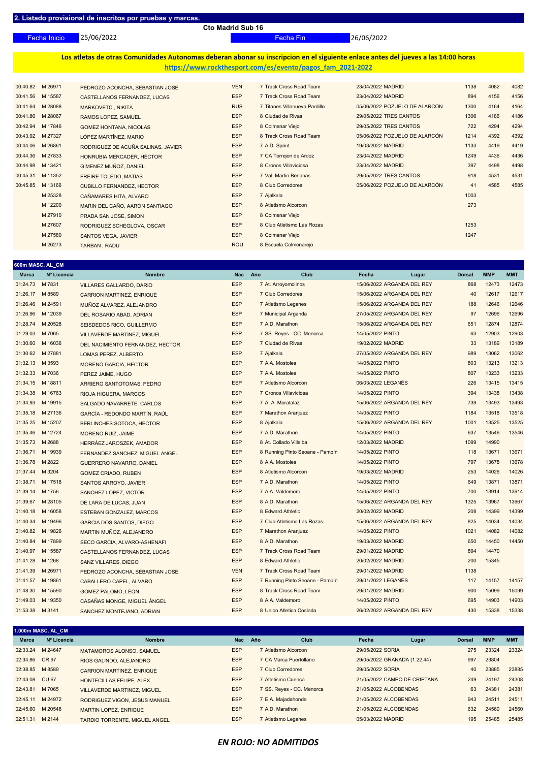## 2. Listado provisional de inscritos por pruebas y marcas.

**Cto Madrid Sub 16**

Fecha Inicio 25/06/2022 Fecha Fin 26/06/2022

**Los atletas de otras Comunidades Autonomas deberan abonar su inscripcion en el siguiente enlace antes del jueves a las 14:00 horas**
**https://www.rockthesport.com/es/evento/pagos_fam_2021-2022**

| Marca | Nº Licencia | Nombre | Nac | Año | Club | Fecha | Lugar | Dorsal | MMP | MMT |
|---|---|---|---|---|---|---|---|---|---|---|
| 00:40.82 | M 26971 | PEDROZO ACONCHA, SEBASTIAN JOSE | VEN | 7 | Track Cross Road Team | 23/04/2022 | MADRID | 1138 | 4082 | 4082 |
| 00:41.56 | M 15587 | CASTELLANOS FERNANDEZ, LUCAS | ESP | 7 | Track Cross Road Team | 23/04/2022 | MADRID | 894 | 4156 | 4156 |
| 00:41.64 | M 28088 | MARKOVETC , NIKITA | RUS | 7 | Titanes Villanueva Pardillo | 05/06/2022 | POZUELO DE ALARCÓN | 1300 | 4164 | 4164 |
| 00:41.86 | M 28067 | RAMOS LOPEZ, SAMUEL | ESP | 8 | Ciudad de Rivas | 29/05/2022 | TRES CANTOS | 1306 | 4186 | 4186 |
| 00:42.94 | M 17846 | GOMEZ HONTANA, NICOLAS | ESP | 8 | Colmenar Viejo | 29/05/2022 | TRES CANTOS | 722 | 4294 | 4294 |
| 00:43.92 | M 27327 | LÓPEZ MARTÍNEZ, MARIO | ESP | 8 | Track Cross Road Team | 05/06/2022 | POZUELO DE ALARCÓN | 1214 | 4392 | 4392 |
| 00:44.06 | M 26861 | RODRIGUEZ DE ACUÑA SALINAS, JAVIER | ESP | 7 | A.D. Sprint | 19/03/2022 | MADRID | 1133 | 4419 | 4419 |
| 00:44.36 | M 27833 | HONRUBIA MERCADER, HÉCTOR | ESP | 7 | CA Torrejon de Ardoz | 23/04/2022 | MADRID | 1249 | 4436 | 4436 |
| 00:44.98 | M 13421 | GIMENEZ MUÑOZ, DANIEL | ESP | 8 | Cronos Villaviciosa | 23/04/2022 | MADRID | 397 | 4498 | 4498 |
| 00:45.31 | M 11352 | FREIRE TOLEDO, MATIAS | ESP | 7 | Val. Martin Berlanas | 29/05/2022 | TRES CANTOS | 918 | 4531 | 4531 |
| 00:45.85 | M 13166 | CUBILLO FERNANDEZ, HECTOR | ESP | 8 | Club Corredores | 05/06/2022 | POZUELO DE ALARCÓN | 41 | 4585 | 4585 |
| | M 25328 | CAÑAMARES HITA, ALVARO | ESP | 7 | Ajalkala | | | 1003 | | |
| | M 12200 | MARIN DEL CAÑO, AARON SANTIAGO | ESP | 8 | Atletismo Alcorcon | | | 273 | | |
| | M 27910 | PRADA SAN JOSE, SIMON | ESP | 8 | Colmenar Viejo | | | | | |
| | M 27607 | RODRIGUEZ SCHEGLOVA, OSCAR | ESP | 8 | Club Atletismo Las Rozas | | | 1253 | | |
| | M 27580 | SANTOS VEGA, JAVIER | ESP | 8 | Colmenar Viejo | | | 1247 | | |
| | M 26273 | TARBAN , RADU | ROU | 8 | Escuela Colmenarejo | | | | | |

### 600m MASC. AL_CM

| Marca | Nº Licencia | Nombre | Nac | Año | Club | Fecha | Lugar | Dorsal | MMP | MMT |
|---|---|---|---|---|---|---|---|---|---|---|
| 01:24.73 | M 7831 | VILLARES GALLARDO, DARIO | ESP | 7 | At. Arroyomolinos | 15/06/2022 | ARGANDA DEL REY | 868 | 12473 | 12473 |
| 01:26.17 | M 8589 | CARRION MARTINEZ, ENRIQUE | ESP | 7 | Club Corredores | 15/06/2022 | ARGANDA DEL REY | 40 | 12617 | 12617 |
| 01:26.46 | M 24591 | MUÑOZ ALVAREZ, ALEJANDRO | ESP | 7 | Atletismo Leganes | 15/06/2022 | ARGANDA DEL REY | 188 | 12646 | 12646 |
| 01:26.96 | M 12039 | DEL ROSARIO ABAD, ADRIAN | ESP | 7 | Municipal Arganda | 27/05/2022 | ARGANDA DEL REY | 97 | 12696 | 12696 |
| 01:28.74 | M 20528 | SEISDEDOS RICO, GUILLERMO | ESP | 7 | A.D. Marathon | 15/06/2022 | ARGANDA DEL REY | 651 | 12874 | 12874 |
| 01:29.03 | M 7065 | VILLAVERDE MARTINEZ, MIGUEL | ESP | 7 | SS. Reyes - CC. Menorca | 14/05/2022 | PINTO | 63 | 12903 | 12903 |
| 01:30.60 | M 16036 | DEL NACIMIENTO FERNANDEZ, HECTOR | ESP | 7 | Ciudad de Rivas | 19/02/2022 | MADRID | 33 | 13189 | 13189 |
| 01:30.62 | M 27881 | LOMAS PEREZ, ALBERTO | ESP | 7 | Ajalkala | 27/05/2022 | ARGANDA DEL REY | 989 | 13062 | 13062 |
| 01:32.13 | M 3593 | MORENO GARCIA, HECTOR | ESP | 7 | A.A. Mostoles | 14/05/2022 | PINTO | 803 | 13213 | 13213 |
| 01:32.33 | M 7036 | PEREZ JAIME, HUGO | ESP | 7 | A.A. Mostoles | 14/05/2022 | PINTO | 807 | 13233 | 13233 |
| 01:34.15 | M 18811 | ARRIERO SANTOTOMAS, PEDRO | ESP | 7 | Atletismo Alcorcon | 06/03/2022 | LEGANÉS | 226 | 13415 | 13415 |
| 01:34.38 | M 16763 | RIOJA HIGUERA, MARCOS | ESP | 7 | Cronos Villaviciosa | 14/05/2022 | PINTO | 394 | 13438 | 13438 |
| 01:34.93 | M 19915 | SALGADO NAVARRETE, CARLOS | ESP | 7 | A. A. Moratalaz | 15/06/2022 | ARGANDA DEL REY | 739 | 13493 | 13493 |
| 01:35.18 | M 27136 | GARCÍA - REDONDO MARTÍN, RAÚL | ESP | 7 | Marathon Aranjuez | 14/05/2022 | PINTO | 1184 | 13518 | 13518 |
| 01:35.25 | M 15207 | BERLINCHES SOTOCA, HECTOR | ESP | 8 | Ajalkala | 15/06/2022 | ARGANDA DEL REY | 1001 | 13525 | 13525 |
| 01:35.46 | M 12724 | MORENO RUIZ, JAIME | ESP | 7 | A.D. Marathon | 14/05/2022 | PINTO | 637 | 13546 | 13546 |
| 01:35.73 | M 2688 | HERRÁEZ JAROSZEK, AMADOR | ESP | 8 | At. Collado Villalba | 12/03/2022 | MADRID | 1099 | 14990 | |
| 01:36.71 | M 19939 | FERNANDEZ SANCHEZ, MIGUEL ANGEL | ESP | 8 | Running Pinto Seoane - Pampín | 14/05/2022 | PINTO | 118 | 13671 | 13671 |
| 01:36.78 | M 2822 | GUERRERO NAVARRO, DANIEL | ESP | 8 | A.A. Mostoles | 14/05/2022 | PINTO | 797 | 13678 | 13678 |
| 01:37.44 | M 3204 | GOMEZ CRIADO, RUBEN | ESP | 8 | Atletismo Alcorcon | 19/03/2022 | MADRID | 253 | 14026 | 14026 |
| 01:38.71 | M 17518 | SANTOS ARROYO, JAVIER | ESP | 7 | A.D. Marathon | 14/05/2022 | PINTO | 649 | 13871 | 13871 |
| 01:39.14 | M 1756 | SANCHEZ LOPEZ, VICTOR | ESP | 7 | A.A. Valdemoro | 14/05/2022 | PINTO | 700 | 13914 | 13914 |
| 01:39.67 | M 28105 | DE LARA DE LUCAS, JUAN | ESP | 8 | A.D. Marathon | 15/06/2022 | ARGANDA DEL REY | 1325 | 13967 | 13967 |
| 01:40.18 | M 16058 | ESTEBAN GONZALEZ, MARCOS | ESP | 8 | Edward Athletic | 20/02/2022 | MADRID | 208 | 14399 | 14399 |
| 01:40.34 | M 19496 | GARCIA DOS SANTOS, DIEGO | ESP | 7 | Club Atletismo Las Rozas | 15/06/2022 | ARGANDA DEL REY | 825 | 14034 | 14034 |
| 01:40.82 | M 19826 | MARTIN MUÑOZ, ALEJANDRO | ESP | 7 | Marathon Aranjuez | 14/05/2022 | PINTO | 1021 | 14082 | 14082 |
| 01:40.84 | M 17899 | SECO GARCIA, ALVARO-ASHENAFI | ESP | 8 | A.D. Marathon | 19/03/2022 | MADRID | 650 | 14450 | 14450 |
| 01:40.97 | M 15587 | CASTELLANOS FERNANDEZ, LUCAS | ESP | 7 | Track Cross Road Team | 29/01/2022 | MADRID | 894 | 14470 | |
| 01:41.28 | M 1268 | SANZ VILLARES, DIEGO | ESP | 8 | Edward Athletic | 20/02/2022 | MADRID | 200 | 15345 | |
| 01:41.39 | M 26971 | PEDROZO ACONCHA, SEBASTIAN JOSE | VEN | 7 | Track Cross Road Team | 29/01/2022 | MADRID | 1138 | | |
| 01:41.57 | M 19861 | CABALLERO CAPEL, ALVARO | ESP | 7 | Running Pinto Seoane - Pampín | 29/01/2022 | LEGANÉS | 117 | 14157 | 14157 |
| 01:48.30 | M 15590 | GOMEZ PALOMO, LEON | ESP | 8 | Track Cross Road Team | 29/01/2022 | MADRID | 900 | 15099 | 15099 |
| 01:49.03 | M 19350 | CASAÑAS MONGE, MIGUEL ÁNGEL | ESP | 8 | A.A. Valdemoro | 14/05/2022 | PINTO | 695 | 14903 | 14903 |
| 01:53.38 | M 3141 | SANCHEZ MONTEJANO, ADRIAN | ESP | 8 | Union Atletica Coslada | 26/02/2022 | ARGANDA DEL REY | 430 | 15338 | 15338 |

### 1.000m MASC. AL_CM

| Marca | Nº Licencia | Nombre | Nac | Año | Club | Fecha | Lugar | Dorsal | MMP | MMT |
|---|---|---|---|---|---|---|---|---|---|---|
| 02:33.24 | M 24647 | MATAMOROS ALONSO, SAMUEL | ESP | 7 | Atletismo Alcorcon | 29/05/2022 | SORIA | 275 | 23324 | 23324 |
| 02:34.86 | CR 97 | RIOS GALINDO, ALEJANDRO | ESP | 7 | CA Marca Puertollano | 29/05/2022 | GRANADA (1.22.44) | 997 | 23804 | |
| 02:38.85 | M 8589 | CARRION MARTINEZ, ENRIQUE | ESP | 7 | Club Corredores | 29/05/2022 | SORIA | 40 | 23885 | 23885 |
| 02:43.08 | CU 67 | HONTECILLAS FELIPE, ALEX | ESP | 7 | Atletismo Cuenca | 21/05/2022 | CAMPO DE CRIPTANA | 249 | 24197 | 24308 |
| 02:43.81 | M 7065 | VILLAVERDE MARTINEZ, MIGUEL | ESP | 7 | SS. Reyes - CC. Menorca | 21/05/2022 | ALCOBENDAS | 63 | 24381 | 24381 |
| 02:45.11 | M 24972 | RODRIGUEZ VIGON, JESUS MANUEL | ESP | 7 | E.A. Majadahonda | 21/05/2022 | ALCOBENDAS | 943 | 24511 | 24511 |
| 02:45.60 | M 20548 | MARTIN LOPEZ, ENRIQUE | ESP | 7 | A.D. Marathon | 21/05/2022 | ALCOBENDAS | 632 | 24560 | 24560 |
| 02:51.31 | M 2144 | TARDIO TORRENTE, MIGUEL ANGEL | ESP | 7 | Atletismo Leganes | 05/03/2022 | MADRID | 195 | 25485 | 25485 |

***EN ROJO: NO ADMITIDOS***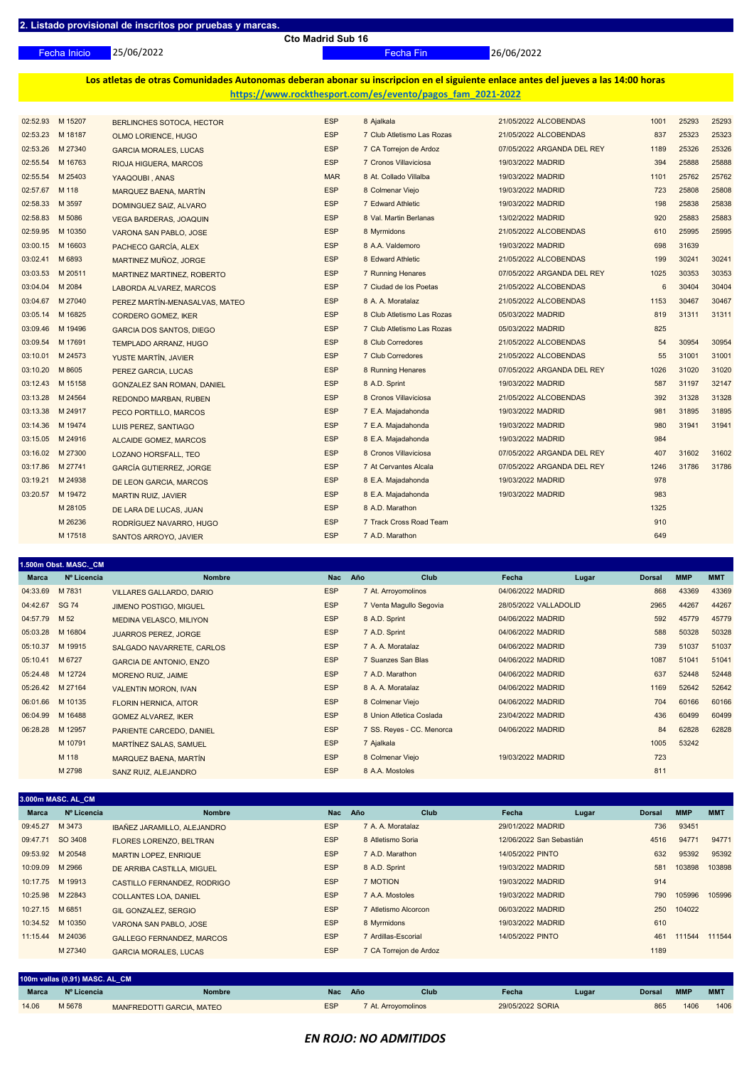## 2. Listado provisional de inscritos por pruebas y marcas.

**Cto Madrid Sub 16**

Fecha Inicio 25/06/2022 — Fecha Fin 26/06/2022

**Los atletas de otras Comunidades Autonomas deberan abonar su inscripcion en el siguiente enlace antes del jueves a las 14:00 horas**
**https://www.rockthesport.com/es/evento/pagos_fam_2021-2022**

| Marca | Nº Licencia | Nombre | Nac | Año | Club | Fecha | Lugar | Dorsal | MMP | MMT |
|---|---|---|---|---|---|---|---|---|---|---|
| 02:52.93 | M 15207 | BERLINCHES SOTOCA, HECTOR | ESP | 8 | Ajalkala | 21/05/2022 | ALCOBENDAS | 1001 | 25293 | 25293 |
| 02:53.23 | M 18187 | OLMO LORIENCE, HUGO | ESP | 7 | Club Atletismo Las Rozas | 21/05/2022 | ALCOBENDAS | 837 | 25323 | 25323 |
| 02:53.26 | M 27340 | GARCIA MORALES, LUCAS | ESP | 7 | CA Torrejon de Ardoz | 07/05/2022 | ARGANDA DEL REY | 1189 | 25326 | 25326 |
| 02:55.54 | M 16763 | RIOJA HIGUERA, MARCOS | ESP | 7 | Cronos Villaviciosa | 19/03/2022 | MADRID | 394 | 25888 | 25888 |
| 02:55.54 | M 25403 | YAAQOUBI , ANAS | MAR | 8 | At. Collado Villalba | 19/03/2022 | MADRID | 1101 | 25762 | 25762 |
| 02:57.67 | M 118 | MARQUEZ BAENA, MARTÍN | ESP | 8 | Colmenar Viejo | 19/03/2022 | MADRID | 723 | 25808 | 25808 |
| 02:58.33 | M 3597 | DOMINGUEZ SAIZ, ALVARO | ESP | 7 | Edward Athletic | 19/03/2022 | MADRID | 198 | 25838 | 25838 |
| 02:58.83 | M 5086 | VEGA BARDERAS, JOAQUIN | ESP | 8 | Val. Martin Berlanas | 13/02/2022 | MADRID | 920 | 25883 | 25883 |
| 02:59.95 | M 10350 | VARONA SAN PABLO, JOSE | ESP | 8 | Myrmidons | 21/05/2022 | ALCOBENDAS | 610 | 25995 | 25995 |
| 03:00.15 | M 16603 | PACHECO GARCÍA, ALEX | ESP | 8 | A.A. Valdemoro | 19/03/2022 | MADRID | 698 | 31639 | |
| 03:02.41 | M 6893 | MARTINEZ MUÑOZ, JORGE | ESP | 8 | Edward Athletic | 21/05/2022 | ALCOBENDAS | 199 | 30241 | 30241 |
| 03:03.53 | M 20511 | MARTINEZ MARTINEZ, ROBERTO | ESP | 7 | Running Henares | 07/05/2022 | ARGANDA DEL REY | 1025 | 30353 | 30353 |
| 03:04.04 | M 2084 | LABORDA ALVAREZ, MARCOS | ESP | 7 | Ciudad de los Poetas | 21/05/2022 | ALCOBENDAS | 6 | 30404 | 30404 |
| 03:04.67 | M 27040 | PEREZ MARTÍN-MENASALVAS, MATEO | ESP | 8 | A. A. Moratalaz | 21/05/2022 | ALCOBENDAS | 1153 | 30467 | 30467 |
| 03:05.14 | M 16825 | CORDERO GOMEZ, IKER | ESP | 8 | Club Atletismo Las Rozas | 05/03/2022 | MADRID | 819 | 31311 | 31311 |
| 03:09.46 | M 19496 | GARCIA DOS SANTOS, DIEGO | ESP | 7 | Club Atletismo Las Rozas | 05/03/2022 | MADRID | 825 | | |
| 03:09.54 | M 17691 | TEMPLADO ARRANZ, HUGO | ESP | 8 | Club Corredores | 21/05/2022 | ALCOBENDAS | 54 | 30954 | 30954 |
| 03:10.01 | M 24573 | YUSTE MARTÍN, JAVIER | ESP | 7 | Club Corredores | 21/05/2022 | ALCOBENDAS | 55 | 31001 | 31001 |
| 03:10.20 | M 8605 | PEREZ GARCIA, LUCAS | ESP | 8 | Running Henares | 07/05/2022 | ARGANDA DEL REY | 1026 | 31020 | 31020 |
| 03:12.43 | M 15158 | GONZALEZ SAN ROMAN, DANIEL | ESP | 8 | A.D. Sprint | 19/03/2022 | MADRID | 587 | 32147 | 32147 |
| 03:13.28 | M 24564 | REDONDO MARBAN, RUBEN | ESP | 8 | Cronos Villaviciosa | 21/05/2022 | ALCOBENDAS | 392 | 31328 | 31328 |
| 03:13.38 | M 24917 | PECO PORTILLO, MARCOS | ESP | 7 | E.A. Majadahonda | 19/03/2022 | MADRID | 981 | 31895 | 31895 |
| 03:14.36 | M 19474 | LUIS PEREZ, SANTIAGO | ESP | 7 | E.A. Majadahonda | 19/03/2022 | MADRID | 980 | 31941 | 31941 |
| 03:15.05 | M 24916 | ALCAIDE GOMEZ, MARCOS | ESP | 8 | E.A. Majadahonda | 19/03/2022 | MADRID | 984 | | |
| 03:16.02 | M 27300 | LOZANO HORSFALL, TEO | ESP | 8 | Cronos Villaviciosa | 07/05/2022 | ARGANDA DEL REY | 407 | 31602 | 31602 |
| 03:17.86 | M 27741 | GARCÍA GUTIERREZ, JORGE | ESP | 7 | At Cervantes Alcala | 07/05/2022 | ARGANDA DEL REY | 1246 | 31786 | 31786 |
| 03:19.21 | M 24938 | DE LEON GARCIA, MARCOS | ESP | 8 | E.A. Majadahonda | 19/03/2022 | MADRID | 978 | | |
| 03:20.57 | M 19472 | MARTIN RUIZ, JAVIER | ESP | 8 | E.A. Majadahonda | 19/03/2022 | MADRID | 983 | | |
| | M 28105 | DE LARA DE LUCAS, JUAN | ESP | 8 | A.D. Marathon | | | 1325 | | |
| | M 26236 | RODRÍGUEZ NAVARRO, HUGO | ESP | 7 | Track Cross Road Team | | | 910 | | |
| | M 17518 | SANTOS ARROYO, JAVIER | ESP | 7 | A.D. Marathon | | | 649 | | |

### 1.500m Obst. MASC._CM

| Marca | Nº Licencia | Nombre | Nac | Año | Club | Fecha | Lugar | Dorsal | MMP | MMT |
|---|---|---|---|---|---|---|---|---|---|---|
| 04:33.69 | M 7831 | VILLARES GALLARDO, DARIO | ESP | 7 | At. Arroyomolinos | 04/06/2022 | MADRID | 868 | 43369 | 43369 |
| 04:42.67 | SG 74 | JIMENO POSTIGO, MIGUEL | ESP | 7 | Venta Magullo Segovia | 28/05/2022 | VALLADOLID | 2965 | 44267 | 44267 |
| 04:57.79 | M 52 | MEDINA VELASCO, MILIYON | ESP | 8 | A.D. Sprint | 04/06/2022 | MADRID | 592 | 45779 | 45779 |
| 05:03.28 | M 16804 | JUARROS PEREZ, JORGE | ESP | 7 | A.D. Sprint | 04/06/2022 | MADRID | 588 | 50328 | 50328 |
| 05:10.37 | M 19915 | SALGADO NAVARRETE, CARLOS | ESP | 7 | A. A. Moratalaz | 04/06/2022 | MADRID | 739 | 51037 | 51037 |
| 05:10.41 | M 6727 | GARCIA DE ANTONIO, ENZO | ESP | 7 | Suanzes San Blas | 04/06/2022 | MADRID | 1087 | 51041 | 51041 |
| 05:24.48 | M 12724 | MORENO RUIZ, JAIME | ESP | 7 | A.D. Marathon | 04/06/2022 | MADRID | 637 | 52448 | 52448 |
| 05:26.42 | M 27164 | VALENTIN MORON, IVAN | ESP | 8 | A. A. Moratalaz | 04/06/2022 | MADRID | 1169 | 52642 | 52642 |
| 06:01.66 | M 10135 | FLORIN HERNICA, AITOR | ESP | 8 | Colmenar Viejo | 04/06/2022 | MADRID | 704 | 60166 | 60166 |
| 06:04.99 | M 16488 | GOMEZ ALVAREZ, IKER | ESP | 8 | Union Atletica Coslada | 23/04/2022 | MADRID | 436 | 60499 | 60499 |
| 06:28.28 | M 12957 | PARIENTE CARCEDO, DANIEL | ESP | 7 | SS. Reyes - CC. Menorca | 04/06/2022 | MADRID | 84 | 62828 | 62828 |
| | M 10791 | MARTÍNEZ SALAS, SAMUEL | ESP | 7 | Ajalkala | | | 1005 | 53242 | |
| | M 118 | MARQUEZ BAENA, MARTÍN | ESP | 8 | Colmenar Viejo | 19/03/2022 | MADRID | 723 | | |
| | M 2798 | SANZ RUIZ, ALEJANDRO | ESP | 8 | A.A. Mostoles | | | 811 | | |

### 3.000m MASC. AL_CM

| Marca | Nº Licencia | Nombre | Nac | Año | Club | Fecha | Lugar | Dorsal | MMP | MMT |
|---|---|---|---|---|---|---|---|---|---|---|
| 09:45.27 | M 3473 | IBAÑEZ JARAMILLO, ALEJANDRO | ESP | 7 | A. A. Moratalaz | 29/01/2022 | MADRID | 736 | 93451 | |
| 09:47.71 | SO 3408 | FLORES LORENZO, BELTRAN | ESP | 8 | Atletismo Soria | 12/06/2022 | San Sebastián | 4516 | 94771 | 94771 |
| 09:53.92 | M 20548 | MARTIN LOPEZ, ENRIQUE | ESP | 7 | A.D. Marathon | 14/05/2022 | PINTO | 632 | 95392 | 95392 |
| 10:09.09 | M 2966 | DE ARRIBA CASTILLA, MIGUEL | ESP | 8 | A.D. Sprint | 19/03/2022 | MADRID | 581 | 103898 | 103898 |
| 10:17.75 | M 19913 | CASTILLO FERNANDEZ, RODRIGO | ESP | 7 | MOTION | 19/03/2022 | MADRID | 914 | | |
| 10:25.98 | M 22843 | COLLANTES LOA, DANIEL | ESP | 7 | A.A. Mostoles | 19/03/2022 | MADRID | 790 | 105996 | 105996 |
| 10:27.15 | M 6851 | GIL GONZALEZ, SERGIO | ESP | 7 | Atletismo Alcorcon | 06/03/2022 | MADRID | 250 | 104022 | |
| 10:34.52 | M 10350 | VARONA SAN PABLO, JOSE | ESP | 8 | Myrmidons | 19/03/2022 | MADRID | 610 | | |
| 11:15.44 | M 24036 | GALLEGO FERNANDEZ, MARCOS | ESP | 7 | Ardillas-Escorial | 14/05/2022 | PINTO | 461 | 111544 | 111544 |
| | M 27340 | GARCIA MORALES, LUCAS | ESP | 7 | CA Torrejon de Ardoz | | | 1189 | | |

### 100m vallas (0,91) MASC. AL_CM

| Marca | Nº Licencia | Nombre | Nac | Año | Club | Fecha | Lugar | Dorsal | MMP | MMT |
|---|---|---|---|---|---|---|---|---|---|---|
| 14.06 | M 5678 | MANFREDOTTI GARCIA, MATEO | ESP | 7 | At. Arroyomolinos | 29/05/2022 | SORIA | 865 | 1406 | 1406 |

*EN ROJO: NO ADMITIDOS*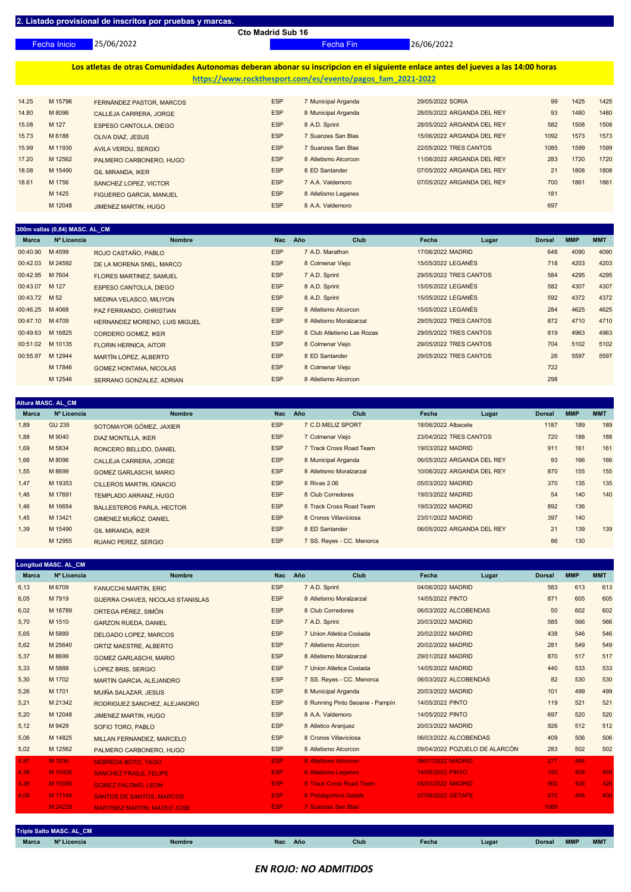## 2. Listado provisional de inscritos por pruebas y marcas.

**Cto Madrid Sub 16**

Fecha Inicio 25/06/2022 — Fecha Fin 26/06/2022

**Los atletas de otras Comunidades Autonomas deberan abonar su inscripcion en el siguiente enlace antes del jueves a las 14:00 horas**
**https://www.rockthesport.com/es/evento/pagos_fam_2021-2022**

| Marca | Nº Licencia | Nombre | Nac | Año | Club | Fecha | Lugar | Dorsal | MMP | MMT |
|---|---|---|---|---|---|---|---|---|---|---|
| 14.25 | M 15796 | FERNÁNDEZ PASTOR, MARCOS | ESP | 7 | Municipal Arganda | 29/05/2022 | SORIA | 99 | 1425 | 1425 |
| 14.80 | M 8096 | CALLEJA CARRERA, JORGE | ESP | 8 | Municipal Arganda | 28/05/2022 | ARGANDA DEL REY | 93 | 1480 | 1480 |
| 15.08 | M 127 | ESPESO CANTOLLA, DIEGO | ESP | 8 | A.D. Sprint | 28/05/2022 | ARGANDA DEL REY | 582 | 1508 | 1508 |
| 15.73 | M 6188 | OLIVA DIAZ, JESUS | ESP | 7 | Suanzes San Blas | 15/06/2022 | ARGANDA DEL REY | 1092 | 1573 | 1573 |
| 15.99 | M 11930 | AVILA VERDU, SERGIO | ESP | 7 | Suanzes San Blas | 22/05/2022 | TRES CANTOS | 1085 | 1599 | 1599 |
| 17.20 | M 12562 | PALMERO CARBONERO, HUGO | ESP | 8 | Atletismo Alcorcon | 11/06/2022 | ARGANDA DEL REY | 283 | 1720 | 1720 |
| 18.08 | M 15490 | GIL MIRANDA, IKER | ESP | 8 | ED Santander | 07/05/2022 | ARGANDA DEL REY | 21 | 1808 | 1808 |
| 18.61 | M 1756 | SANCHEZ LOPEZ, VICTOR | ESP | 7 | A.A. Valdemoro | 07/05/2022 | ARGANDA DEL REY | 700 | 1861 | 1861 |
| | M 1425 | FIGUEREO GARCIA, MANUEL | ESP | 8 | Atletismo Leganes | | | 181 | | |
| | M 12048 | JIMENEZ MARTIN, HUGO | ESP | 8 | A.A. Valdemoro | | | 697 | | |

### 300m vallas (0,84) MASC. AL_CM

| Marca | Nº Licencia | Nombre | Nac | Año | Club | Fecha | Lugar | Dorsal | MMP | MMT |
|---|---|---|---|---|---|---|---|---|---|---|
| 00:40.90 | M 4599 | ROJO CASTAÑO, PABLO | ESP | 7 | A.D. Marathon | 17/06/2022 | MADRID | 648 | 4090 | 4090 |
| 00:42.03 | M 24592 | DE LA MORENA SNEL, MARCO | ESP | 8 | Colmenar Viejo | 15/05/2022 | LEGANÉS | 718 | 4203 | 4203 |
| 00:42.95 | M 7604 | FLORES MARTINEZ, SAMUEL | ESP | 7 | A.D. Sprint | 29/05/2022 | TRES CANTOS | 584 | 4295 | 4295 |
| 00:43.07 | M 127 | ESPESO CANTOLLA, DIEGO | ESP | 8 | A.D. Sprint | 15/05/2022 | LEGANÉS | 582 | 4307 | 4307 |
| 00:43.72 | M 52 | MEDINA VELASCO, MILIYON | ESP | 8 | A.D. Sprint | 15/05/2022 | LEGANÉS | 592 | 4372 | 4372 |
| 00:46.25 | M 4068 | PAZ FERRANDO, CHRISTIAN | ESP | 8 | Atletismo Alcorcon | 15/05/2022 | LEGANÉS | 284 | 4625 | 4625 |
| 00:47.10 | M 4709 | HERNANDEZ MORENO, LUIS MIGUEL | ESP | 8 | Atletismo Moralzarzal | 29/05/2022 | TRES CANTOS | 872 | 4710 | 4710 |
| 00:49.63 | M 16825 | CORDERO GOMEZ, IKER | ESP | 8 | Club Atletismo Las Rozas | 29/05/2022 | TRES CANTOS | 819 | 4963 | 4963 |
| 00:51.02 | M 10135 | FLORIN HERNICA, AITOR | ESP | 8 | Colmenar Viejo | 29/05/2022 | TRES CANTOS | 704 | 5102 | 5102 |
| 00:55.97 | M 12944 | MARTÍN LÓPEZ, ALBERTO | ESP | 8 | ED Santander | 29/05/2022 | TRES CANTOS | 26 | 5597 | 5597 |
| | M 17846 | GOMEZ HONTANA, NICOLAS | ESP | 8 | Colmenar Viejo | | | 722 | | |
| | M 12546 | SERRANO GONZALEZ, ADRIAN | ESP | 8 | Atletismo Alcorcon | | | 298 | | |

### Altura MASC. AL_CM

| Marca | Nº Licencia | Nombre | Nac | Año | Club | Fecha | Lugar | Dorsal | MMP | MMT |
|---|---|---|---|---|---|---|---|---|---|---|
| 1,89 | GU 235 | SOTOMAYOR GÓMEZ, JAXIER | ESP | 7 | C.D.MELIZ SPORT | 18/06/2022 | Albacete | 1187 | 189 | 189 |
| 1,88 | M 9040 | DIAZ MONTILLA, IKER | ESP | 7 | Colmenar Viejo | 23/04/2022 | TRES CANTOS | 720 | 188 | 188 |
| 1,69 | M 5834 | RONCERO BELLIDO, DANIEL | ESP | 7 | Track Cross Road Team | 19/03/2022 | MADRID | 911 | 161 | 161 |
| 1,66 | M 8096 | CALLEJA CARRERA, JORGE | ESP | 8 | Municipal Arganda | 06/05/2022 | ARGANDA DEL REY | 93 | 166 | 166 |
| 1,55 | M 8699 | GOMEZ GARLASCHI, MARIO | ESP | 8 | Atletismo Moralzarzal | 10/06/2022 | ARGANDA DEL REY | 870 | 155 | 155 |
| 1,47 | M 19353 | CILLEROS MARTIN, IGNACIO | ESP | 8 | Rivas 2.06 | 05/03/2022 | MADRID | 370 | 135 | 135 |
| 1,46 | M 17691 | TEMPLADO ARRANZ, HUGO | ESP | 8 | Club Corredores | 19/03/2022 | MADRID | 54 | 140 | 140 |
| 1,46 | M 16654 | BALLESTEROS PARLA, HECTOR | ESP | 8 | Track Cross Road Team | 19/03/2022 | MADRID | 892 | 136 | |
| 1,45 | M 13421 | GIMENEZ MUÑOZ, DANIEL | ESP | 8 | Cronos Villaviciosa | 23/01/2022 | MADRID | 397 | 140 | |
| 1,39 | M 15490 | GIL MIRANDA, IKER | ESP | 8 | ED Santander | 06/05/2022 | ARGANDA DEL REY | 21 | 139 | 139 |
| | M 12955 | RUANO PEREZ, SERGIO | ESP | 7 | SS. Reyes - CC. Menorca | | | 86 | 130 | |

### Longitud MASC. AL_CM

| Marca | Nº Licencia | Nombre | Nac | Año | Club | Fecha | Lugar | Dorsal | MMP | MMT |
|---|---|---|---|---|---|---|---|---|---|---|
| 6,13 | M 6709 | FANUCCHI MARTIN, ERIC | ESP | 7 | A.D. Sprint | 04/06/2022 | MADRID | 583 | 613 | 613 |
| 6,05 | M 7919 | GUERRA CHAVES, NICOLAS STANISLAS | ESP | 8 | Atletismo Moralzarzal | 14/05/2022 | PINTO | 871 | 605 | 605 |
| 6,02 | M 18789 | ORTEGA PÉREZ, SIMÓN | ESP | 8 | Club Corredores | 06/03/2022 | ALCOBENDAS | 50 | 602 | 602 |
| 5,70 | M 1510 | GARZON RUEDA, DANIEL | ESP | 7 | A.D. Sprint | 20/03/2022 | MADRID | 585 | 566 | 566 |
| 5,65 | M 5889 | DELGADO LOPEZ, MARCOS | ESP | 7 | Union Atletica Coslada | 20/02/2022 | MADRID | 438 | 546 | 546 |
| 5,62 | M 25640 | ORTIZ MAESTRE, ALBERTO | ESP | 7 | Atletismo Alcorcon | 20/02/2022 | MADRID | 281 | 549 | 549 |
| 5,37 | M 8699 | GOMEZ GARLASCHI, MARIO | ESP | 8 | Atletismo Moralzarzal | 29/01/2022 | MADRID | 870 | 517 | 517 |
| 5,33 | M 5888 | LOPEZ BRIS, SERGIO | ESP | 7 | Union Atletica Coslada | 14/05/2022 | MADRID | 440 | 533 | 533 |
| 5,30 | M 1702 | MARTIN GARCIA, ALEJANDRO | ESP | 7 | SS. Reyes - CC. Menorca | 06/03/2022 | ALCOBENDAS | 82 | 530 | 530 |
| 5,26 | M 1701 | MUIÑA SALAZAR, JESUS | ESP | 8 | Municipal Arganda | 20/03/2022 | MADRID | 101 | 499 | 499 |
| 5,21 | M 21342 | RODRIGUEZ SANCHEZ, ALEJANDRO | ESP | 8 | Running Pinto Seoane - Pampín | 14/05/2022 | PINTO | 119 | 521 | 521 |
| 5,20 | M 12048 | JIMENEZ MARTIN, HUGO | ESP | 8 | A.A. Valdemoro | 14/05/2022 | PINTO | 697 | 520 | 520 |
| 5,12 | M 9429 | SOFIO TORO, PABLO | ESP | 8 | Atletico Aranjuez | 20/03/2022 | MADRID | 926 | 512 | 512 |
| 5,06 | M 14825 | MILLAN FERNANDEZ, MARCELO | ESP | 8 | Cronos Villaviciosa | 06/03/2022 | ALCOBENDAS | 409 | 506 | 506 |
| 5,02 | M 12562 | PALMERO CARBONERO, HUGO | ESP | 8 | Atletismo Alcorcon | 09/04/2022 | POZUELO DE ALARCÓN | 283 | 502 | 502 |
| 4,87 | M 1936 | NEBREDA BOTO, YAGO | ESP | 8 | Atletismo Alcorcon | 09/01/2022 | MADRID | 277 | 494 | |
| 4,58 | M 10456 | SANCHEZ FRAILE, FELIPE | ESP | 8 | Atletismo Leganes | 14/05/2022 | PINTO | 193 | 458 | 458 |
| 4,26 | M 15590 | GOMEZ PALOMO, LEON | ESP | 8 | Track Cross Road Team | 05/03/2022 | MADRID | 900 | 426 | 426 |
| 4,06 | M 17148 | SANTOS DE SANTOS, MARCOS | ESP | 8 | Polideportivo Getafe | 07/06/2022 | GETAFE | 670 | 406 | 406 |
| | M 24229 | MARTINEZ MARTIN, MATEO JOSE | ESP | 7 | Suanzes San Blas | | | 1089 | | |

### Triple Salto MASC. AL_CM

| Marca | Nº Licencia | Nombre | Nac | Año | Club | Fecha | Lugar | Dorsal | MMP | MMT |
|---|---|---|---|---|---|---|---|---|---|---|

***EN ROJO: NO ADMITIDOS***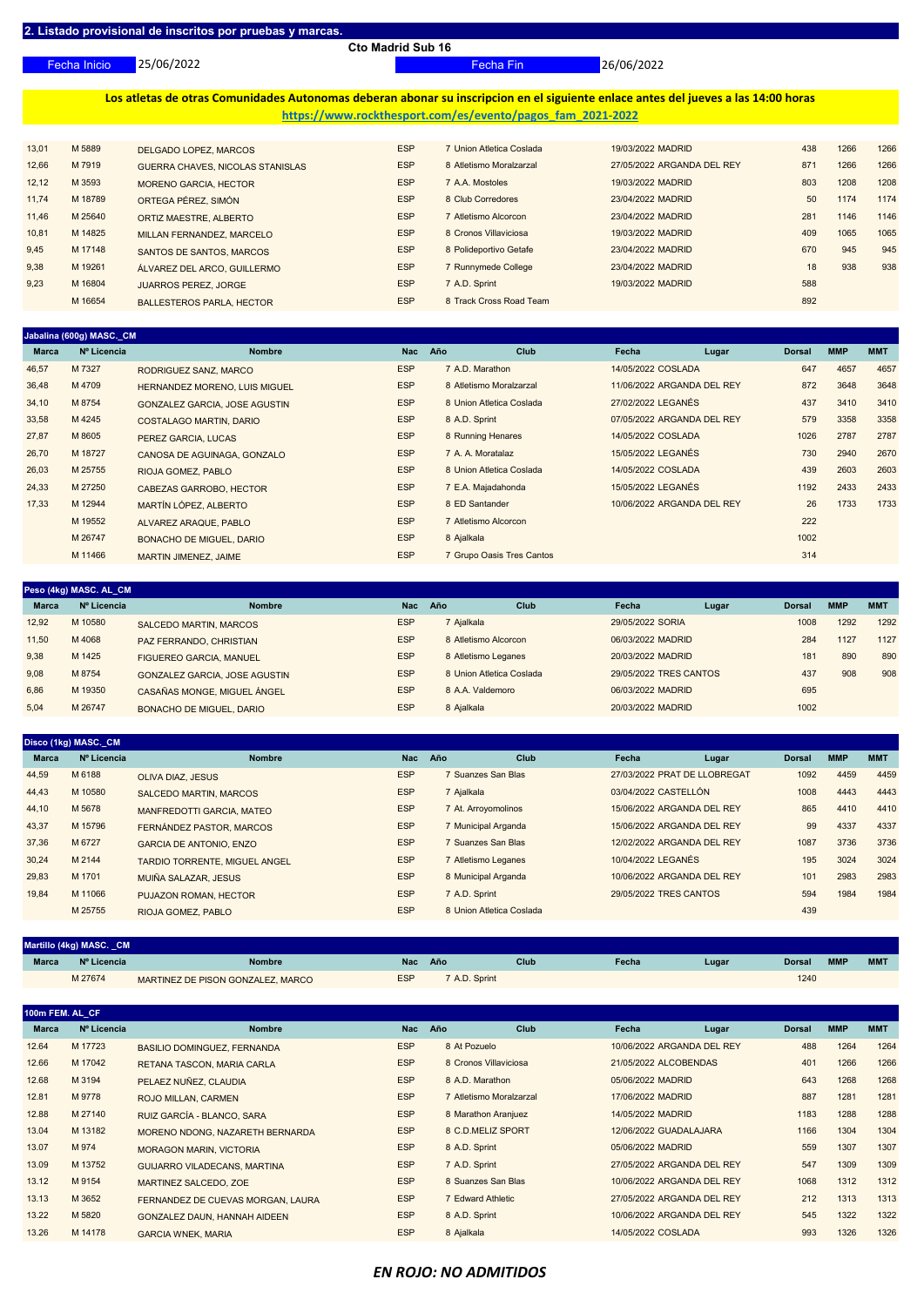## 2. Listado provisional de inscritos por pruebas y marcas.

**Cto Madrid Sub 16**

Fecha Inicio 25/06/2022 Fecha Fin 26/06/2022

**Los atletas de otras Comunidades Autonomas deberan abonar su inscripcion en el siguiente enlace antes del jueves a las 14:00 horas**
**https://www.rockthesport.com/es/evento/pagos_fam_2021-2022**

| Marca | Nº Licencia | Nombre | Nac | Año | Club | Fecha | Lugar | Dorsal | MMP | MMT |
|---|---|---|---|---|---|---|---|---|---|---|
| 13,01 | M 5889 | DELGADO LOPEZ, MARCOS | ESP | 7 | Union Atletica Coslada | 19/03/2022 | MADRID | 438 | 1266 | 1266 |
| 12,66 | M 7919 | GUERRA CHAVES, NICOLAS STANISLAS | ESP | 8 | Atletismo Moralzarzal | 27/05/2022 | ARGANDA DEL REY | 871 | 1266 | 1266 |
| 12,12 | M 3593 | MORENO GARCIA, HECTOR | ESP | 7 | A.A. Mostoles | 19/03/2022 | MADRID | 803 | 1208 | 1208 |
| 11,74 | M 18789 | ORTEGA PÉREZ, SIMÓN | ESP | 8 | Club Corredores | 23/04/2022 | MADRID | 50 | 1174 | 1174 |
| 11,46 | M 25640 | ORTIZ MAESTRE, ALBERTO | ESP | 7 | Atletismo Alcorcon | 23/04/2022 | MADRID | 281 | 1146 | 1146 |
| 10,81 | M 14825 | MILLAN FERNANDEZ, MARCELO | ESP | 8 | Cronos Villaviciosa | 19/03/2022 | MADRID | 409 | 1065 | 1065 |
| 9,45 | M 17148 | SANTOS DE SANTOS, MARCOS | ESP | 8 | Polideportivo Getafe | 23/04/2022 | MADRID | 670 | 945 | 945 |
| 9,38 | M 19261 | ÁLVAREZ DEL ARCO, GUILLERMO | ESP | 7 | Runnymede College | 23/04/2022 | MADRID | 18 | 938 | 938 |
| 9,23 | M 16804 | JUARROS PEREZ, JORGE | ESP | 7 | A.D. Sprint | 19/03/2022 | MADRID | 588 | | |
| | M 16654 | BALLESTEROS PARLA, HECTOR | ESP | 8 | Track Cross Road Team | | | 892 | | |

### Jabalina (600g) MASC._CM

| Marca | Nº Licencia | Nombre | Nac | Año | Club | Fecha | Lugar | Dorsal | MMP | MMT |
|---|---|---|---|---|---|---|---|---|---|---|
| 46,57 | M 7327 | RODRIGUEZ SANZ, MARCO | ESP | 7 | A.D. Marathon | 14/05/2022 | COSLADA | 647 | 4657 | 4657 |
| 36,48 | M 4709 | HERNANDEZ MORENO, LUIS MIGUEL | ESP | 8 | Atletismo Moralzarzal | 11/06/2022 | ARGANDA DEL REY | 872 | 3648 | 3648 |
| 34,10 | M 8754 | GONZALEZ GARCIA, JOSE AGUSTIN | ESP | 8 | Union Atletica Coslada | 27/02/2022 | LEGANÉS | 437 | 3410 | 3410 |
| 33,58 | M 4245 | COSTALAGO MARTIN, DARIO | ESP | 8 | A.D. Sprint | 07/05/2022 | ARGANDA DEL REY | 579 | 3358 | 3358 |
| 27,87 | M 8605 | PEREZ GARCIA, LUCAS | ESP | 8 | Running Henares | 14/05/2022 | COSLADA | 1026 | 2787 | 2787 |
| 26,70 | M 18727 | CANOSA DE AGUINAGA, GONZALO | ESP | 7 | A. A. Moratalaz | 15/05/2022 | LEGANÉS | 730 | 2940 | 2670 |
| 26,03 | M 25755 | RIOJA GOMEZ, PABLO | ESP | 8 | Union Atletica Coslada | 14/05/2022 | COSLADA | 439 | 2603 | 2603 |
| 24,33 | M 27250 | CABEZAS GARROBO, HECTOR | ESP | 7 | E.A. Majadahonda | 15/05/2022 | LEGANÉS | 1192 | 2433 | 2433 |
| 17,33 | M 12944 | MARTÍN LÓPEZ, ALBERTO | ESP | 8 | ED Santander | 10/06/2022 | ARGANDA DEL REY | 26 | 1733 | 1733 |
| | M 19552 | ALVAREZ ARAQUE, PABLO | ESP | 7 | Atletismo Alcorcon | | | 222 | | |
| | M 26747 | BONACHO DE MIGUEL, DARIO | ESP | 8 | Ajalkala | | | 1002 | | |
| | M 11466 | MARTIN JIMENEZ, JAIME | ESP | 7 | Grupo Oasis Tres Cantos | | | 314 | | |

### Peso (4kg) MASC. AL_CM

| Marca | Nº Licencia | Nombre | Nac | Año | Club | Fecha | Lugar | Dorsal | MMP | MMT |
|---|---|---|---|---|---|---|---|---|---|---|
| 12,92 | M 10580 | SALCEDO MARTIN, MARCOS | ESP | 7 | Ajalkala | 29/05/2022 | SORIA | 1008 | 1292 | 1292 |
| 11,50 | M 4068 | PAZ FERRANDO, CHRISTIAN | ESP | 8 | Atletismo Alcorcon | 06/03/2022 | MADRID | 284 | 1127 | 1127 |
| 9,38 | M 1425 | FIGUEREO GARCIA, MANUEL | ESP | 8 | Atletismo Leganes | 20/03/2022 | MADRID | 181 | 890 | 890 |
| 9,08 | M 8754 | GONZALEZ GARCIA, JOSE AGUSTIN | ESP | 8 | Union Atletica Coslada | 29/05/2022 | TRES CANTOS | 437 | 908 | 908 |
| 6,86 | M 19350 | CASAÑAS MONGE, MIGUEL ÁNGEL | ESP | 8 | A.A. Valdemoro | 06/03/2022 | MADRID | 695 | | |
| 5,04 | M 26747 | BONACHO DE MIGUEL, DARIO | ESP | 8 | Ajalkala | 20/03/2022 | MADRID | 1002 | | |

### Disco (1kg) MASC._CM

| Marca | Nº Licencia | Nombre | Nac | Año | Club | Fecha | Lugar | Dorsal | MMP | MMT |
|---|---|---|---|---|---|---|---|---|---|---|
| 44,59 | M 6188 | OLIVA DIAZ, JESUS | ESP | 7 | Suanzes San Blas | 27/03/2022 | PRAT DE LLOBREGAT | 1092 | 4459 | 4459 |
| 44,43 | M 10580 | SALCEDO MARTIN, MARCOS | ESP | 7 | Ajalkala | 03/04/2022 | CASTELLÓN | 1008 | 4443 | 4443 |
| 44,10 | M 5678 | MANFREDOTTI GARCIA, MATEO | ESP | 7 | At. Arroyomolinos | 15/06/2022 | ARGANDA DEL REY | 865 | 4410 | 4410 |
| 43,37 | M 15796 | FERNÁNDEZ PASTOR, MARCOS | ESP | 7 | Municipal Arganda | 15/06/2022 | ARGANDA DEL REY | 99 | 4337 | 4337 |
| 37,36 | M 6727 | GARCIA DE ANTONIO, ENZO | ESP | 7 | Suanzes San Blas | 12/02/2022 | ARGANDA DEL REY | 1087 | 3736 | 3736 |
| 30,24 | M 2144 | TARDIO TORRENTE, MIGUEL ANGEL | ESP | 7 | Atletismo Leganes | 10/04/2022 | LEGANÉS | 195 | 3024 | 3024 |
| 29,83 | M 1701 | MUIÑA SALAZAR, JESUS | ESP | 8 | Municipal Arganda | 10/06/2022 | ARGANDA DEL REY | 101 | 2983 | 2983 |
| 19,84 | M 11066 | PUJAZON ROMAN, HECTOR | ESP | 7 | A.D. Sprint | 29/05/2022 | TRES CANTOS | 594 | 1984 | 1984 |
| | M 25755 | RIOJA GOMEZ, PABLO | ESP | 8 | Union Atletica Coslada | | | 439 | | |

### Martillo (4kg) MASC. _CM

| Marca | Nº Licencia | Nombre | Nac | Año | Club | Fecha | Lugar | Dorsal | MMP | MMT |
|---|---|---|---|---|---|---|---|---|---|---|
| | M 27674 | MARTINEZ DE PISON GONZALEZ, MARCO | ESP | 7 | A.D. Sprint | | | 1240 | | |

### 100m FEM. AL_CF

| Marca | Nº Licencia | Nombre | Nac | Año | Club | Fecha | Lugar | Dorsal | MMP | MMT |
|---|---|---|---|---|---|---|---|---|---|---|
| 12.64 | M 17723 | BASILIO DOMINGUEZ, FERNANDA | ESP | 8 | At Pozuelo | 10/06/2022 | ARGANDA DEL REY | 488 | 1264 | 1264 |
| 12.66 | M 17042 | RETANA TASCON, MARIA CARLA | ESP | 8 | Cronos Villaviciosa | 21/05/2022 | ALCOBENDAS | 401 | 1266 | 1266 |
| 12.68 | M 3194 | PELAEZ NUÑEZ, CLAUDIA | ESP | 8 | A.D. Marathon | 05/06/2022 | MADRID | 643 | 1268 | 1268 |
| 12.81 | M 9778 | ROJO MILLAN, CARMEN | ESP | 7 | Atletismo Moralzarzal | 17/06/2022 | MADRID | 887 | 1281 | 1281 |
| 12.88 | M 27140 | RUIZ GARCÍA - BLANCO, SARA | ESP | 8 | Marathon Aranjuez | 14/05/2022 | MADRID | 1183 | 1288 | 1288 |
| 13.04 | M 13182 | MORENO NDONG, NAZARETH BERNARDA | ESP | 8 | C.D.MELIZ SPORT | 12/06/2022 | GUADALAJARA | 1166 | 1304 | 1304 |
| 13.07 | M 974 | MORAGON MARIN, VICTORIA | ESP | 8 | A.D. Sprint | 05/06/2022 | MADRID | 559 | 1307 | 1307 |
| 13.09 | M 13752 | GUIJARRO VILADECANS, MARTINA | ESP | 7 | A.D. Sprint | 27/05/2022 | ARGANDA DEL REY | 547 | 1309 | 1309 |
| 13.12 | M 9154 | MARTINEZ SALCEDO, ZOE | ESP | 8 | Suanzes San Blas | 10/06/2022 | ARGANDA DEL REY | 1068 | 1312 | 1312 |
| 13.13 | M 3652 | FERNANDEZ DE CUEVAS MORGAN, LAURA | ESP | 7 | Edward Athletic | 27/05/2022 | ARGANDA DEL REY | 212 | 1313 | 1313 |
| 13.22 | M 5820 | GONZALEZ DAUN, HANNAH AIDEEN | ESP | 8 | A.D. Sprint | 10/06/2022 | ARGANDA DEL REY | 545 | 1322 | 1322 |
| 13.26 | M 14178 | GARCIA WNEK, MARIA | ESP | 8 | Ajalkala | 14/05/2022 | COSLADA | 993 | 1326 | 1326 |

*EN ROJO: NO ADMITIDOS*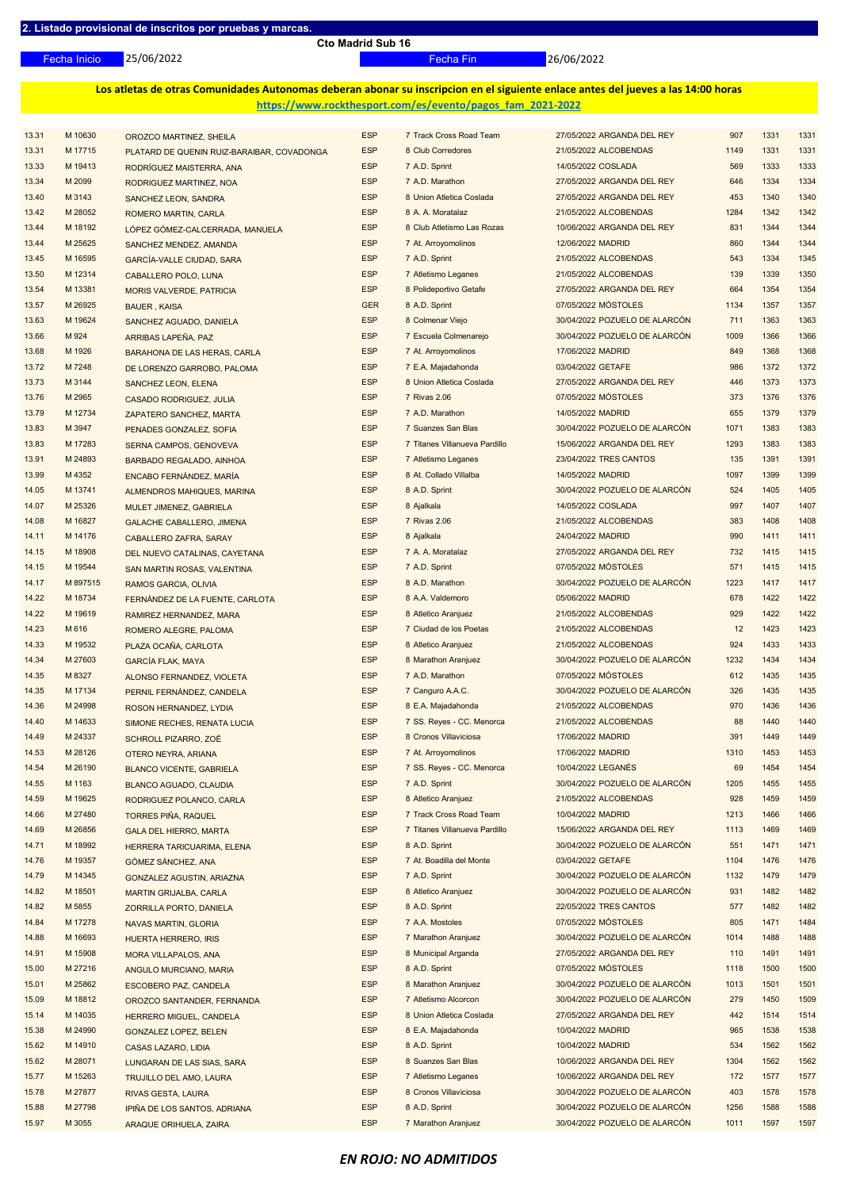## 2. Listado provisional de inscritos por pruebas y marcas.

**Cto Madrid Sub 16**

Fecha Inicio 25/06/2022 — Fecha Fin 26/06/2022

**Los atletas de otras Comunidades Autonomas deberan abonar su inscripcion en el siguiente enlace antes del jueves a las 14:00 horas**
**https://www.rockthesport.com/es/evento/pagos_fam_2021-2022**

| | | | | | | | | |
|---|---|---|---|---|---|---|---|---|
| 13.31 | M 10630 | OROZCO MARTINEZ, SHEILA | ESP | 7 Track Cross Road Team | 27/05/2022 ARGANDA DEL REY | 907 | 1331 | 1331 |
| 13.31 | M 17715 | PLATARD DE QUENIN RUIZ-BARAIBAR, COVADONGA | ESP | 8 Club Corredores | 21/05/2022 ALCOBENDAS | 1149 | 1331 | 1331 |
| 13.33 | M 19413 | RODRÍGUEZ MAISTERRA, ANA | ESP | 7 A.D. Sprint | 14/05/2022 COSLADA | 569 | 1333 | 1333 |
| 13.34 | M 2099 | RODRIGUEZ MARTINEZ, NOA | ESP | 7 A.D. Marathon | 27/05/2022 ARGANDA DEL REY | 646 | 1334 | 1334 |
| 13.40 | M 3143 | SANCHEZ LEON, SANDRA | ESP | 8 Union Atletica Coslada | 27/05/2022 ARGANDA DEL REY | 453 | 1340 | 1340 |
| 13.42 | M 28052 | ROMERO MARTIN, CARLA | ESP | 8 A. A. Moratalaz | 21/05/2022 ALCOBENDAS | 1284 | 1342 | 1342 |
| 13.44 | M 18192 | LÓPEZ GÓMEZ-CALCERRADA, MANUELA | ESP | 8 Club Atletismo Las Rozas | 10/06/2022 ARGANDA DEL REY | 831 | 1344 | 1344 |
| 13.44 | M 25625 | SANCHEZ MENDEZ, AMANDA | ESP | 7 At. Arroyomolinos | 12/06/2022 MADRID | 860 | 1344 | 1344 |
| 13.45 | M 16595 | GARCÍA-VALLE CIUDAD, SARA | ESP | 7 A.D. Sprint | 21/05/2022 ALCOBENDAS | 543 | 1334 | 1345 |
| 13.50 | M 12314 | CABALLERO POLO, LUNA | ESP | 7 Atletismo Leganes | 21/05/2022 ALCOBENDAS | 139 | 1339 | 1350 |
| 13.54 | M 13381 | MORIS VALVERDE, PATRICIA | ESP | 8 Polideportivo Getafe | 27/05/2022 ARGANDA DEL REY | 664 | 1354 | 1354 |
| 13.57 | M 26925 | BAUER , KAISA | GER | 8 A.D. Sprint | 07/05/2022 MÓSTOLES | 1134 | 1357 | 1357 |
| 13.63 | M 19624 | SANCHEZ AGUADO, DANIELA | ESP | 8 Colmenar Viejo | 30/04/2022 POZUELO DE ALARCÓN | 711 | 1363 | 1363 |
| 13.66 | M 924 | ARRIBAS LAPEÑA, PAZ | ESP | 7 Escuela Colmenarejo | 30/04/2022 POZUELO DE ALARCÓN | 1009 | 1366 | 1366 |
| 13.68 | M 1926 | BARAHONA DE LAS HERAS, CARLA | ESP | 7 At. Arroyomolinos | 17/06/2022 MADRID | 849 | 1368 | 1368 |
| 13.72 | M 7248 | DE LORENZO GARROBO, PALOMA | ESP | 7 E.A. Majadahonda | 03/04/2022 GETAFE | 986 | 1372 | 1372 |
| 13.73 | M 3144 | SANCHEZ LEON, ELENA | ESP | 8 Union Atletica Coslada | 27/05/2022 ARGANDA DEL REY | 446 | 1373 | 1373 |
| 13.76 | M 2965 | CASADO RODRIGUEZ, JULIA | ESP | 7 Rivas 2.06 | 07/05/2022 MÓSTOLES | 373 | 1376 | 1376 |
| 13.79 | M 12734 | ZAPATERO SANCHEZ, MARTA | ESP | 7 A.D. Marathon | 14/05/2022 MADRID | 655 | 1379 | 1379 |
| 13.83 | M 3947 | PENADES GONZALEZ, SOFIA | ESP | 7 Suanzes San Blas | 30/04/2022 POZUELO DE ALARCÓN | 1071 | 1383 | 1383 |
| 13.83 | M 17283 | SERNA CAMPOS, GENOVEVA | ESP | 7 Titanes Villanueva Pardillo | 15/06/2022 ARGANDA DEL REY | 1293 | 1383 | 1383 |
| 13.91 | M 24893 | BARBADO REGALADO, AINHOA | ESP | 7 Atletismo Leganes | 23/04/2022 TRES CANTOS | 135 | 1391 | 1391 |
| 13.99 | M 4352 | ENCABO FERNÁNDEZ, MARÍA | ESP | 8 At. Collado Villalba | 14/05/2022 MADRID | 1097 | 1399 | 1399 |
| 14.05 | M 13741 | ALMENDROS MAHIQUES, MARINA | ESP | 8 A.D. Sprint | 30/04/2022 POZUELO DE ALARCÓN | 524 | 1405 | 1405 |
| 14.07 | M 25326 | MULET JIMENEZ, GABRIELA | ESP | 8 Ajalkala | 14/05/2022 COSLADA | 997 | 1407 | 1407 |
| 14.08 | M 16827 | GALACHE CABALLERO, JIMENA | ESP | 7 Rivas 2.06 | 21/05/2022 ALCOBENDAS | 383 | 1408 | 1408 |
| 14.11 | M 14176 | CABALLERO ZAFRA, SARAY | ESP | 8 Ajalkala | 24/04/2022 MADRID | 990 | 1411 | 1411 |
| 14.15 | M 18908 | DEL NUEVO CATALINAS, CAYETANA | ESP | 7 A. A. Moratalaz | 27/05/2022 ARGANDA DEL REY | 732 | 1415 | 1415 |
| 14.15 | M 19544 | SAN MARTIN ROSAS, VALENTINA | ESP | 7 A.D. Sprint | 07/05/2022 MÓSTOLES | 571 | 1415 | 1415 |
| 14.17 | M 897515 | RAMOS GARCIA, OLIVIA | ESP | 8 A.D. Marathon | 30/04/2022 POZUELO DE ALARCÓN | 1223 | 1417 | 1417 |
| 14.22 | M 18734 | FERNÁNDEZ DE LA FUENTE, CARLOTA | ESP | 8 A.A. Valdemoro | 05/06/2022 MADRID | 678 | 1422 | 1422 |
| 14.22 | M 19619 | RAMIREZ HERNANDEZ, MARA | ESP | 8 Atletico Aranjuez | 21/05/2022 ALCOBENDAS | 929 | 1422 | 1422 |
| 14.23 | M 616 | ROMERO ALEGRE, PALOMA | ESP | 7 Ciudad de los Poetas | 21/05/2022 ALCOBENDAS | 12 | 1423 | 1423 |
| 14.33 | M 19532 | PLAZA OCAÑA, CARLOTA | ESP | 8 Atletico Aranjuez | 21/05/2022 ALCOBENDAS | 924 | 1433 | 1433 |
| 14.34 | M 27603 | GARCÍA FLAK, MAYA | ESP | 8 Marathon Aranjuez | 30/04/2022 POZUELO DE ALARCÓN | 1232 | 1434 | 1434 |
| 14.35 | M 8327 | ALONSO FERNANDEZ, VIOLETA | ESP | 7 A.D. Marathon | 07/05/2022 MÓSTOLES | 612 | 1435 | 1435 |
| 14.35 | M 17134 | PERNIL FERNÁNDEZ, CANDELA | ESP | 7 Canguro A.A.C. | 30/04/2022 POZUELO DE ALARCÓN | 326 | 1435 | 1435 |
| 14.36 | M 24998 | ROSON HERNANDEZ, LYDIA | ESP | 8 E.A. Majadahonda | 21/05/2022 ALCOBENDAS | 970 | 1436 | 1436 |
| 14.40 | M 14633 | SIMONE RECHES, RENATA LUCIA | ESP | 7 SS. Reyes - CC. Menorca | 21/05/2022 ALCOBENDAS | 88 | 1440 | 1440 |
| 14.49 | M 24337 | SCHROLL PIZARRO, ZOË | ESP | 8 Cronos Villaviciosa | 17/06/2022 MADRID | 391 | 1449 | 1449 |
| 14.53 | M 28126 | OTERO NEYRA, ARIANA | ESP | 7 At. Arroyomolinos | 17/06/2022 MADRID | 1310 | 1453 | 1453 |
| 14.54 | M 26190 | BLANCO VICENTE, GABRIELA | ESP | 7 SS. Reyes - CC. Menorca | 10/04/2022 LEGANÉS | 69 | 1454 | 1454 |
| 14.55 | M 1163 | BLANCO AGUADO, CLAUDIA | ESP | 7 A.D. Sprint | 30/04/2022 POZUELO DE ALARCÓN | 1205 | 1455 | 1455 |
| 14.59 | M 19625 | RODRIGUEZ POLANCO, CARLA | ESP | 8 Atletico Aranjuez | 21/05/2022 ALCOBENDAS | 928 | 1459 | 1459 |
| 14.66 | M 27480 | TORRES PIÑA, RAQUEL | ESP | 7 Track Cross Road Team | 10/04/2022 MADRID | 1213 | 1466 | 1466 |
| 14.69 | M 26856 | GALA DEL HIERRO, MARTA | ESP | 7 Titanes Villanueva Pardillo | 15/06/2022 ARGANDA DEL REY | 1113 | 1469 | 1469 |
| 14.71 | M 18992 | HERRERA TARICUARIMA, ELENA | ESP | 8 A.D. Sprint | 30/04/2022 POZUELO DE ALARCÓN | 551 | 1471 | 1471 |
| 14.76 | M 19357 | GÓMEZ SÁNCHEZ, ANA | ESP | 7 At. Boadilla del Monte | 03/04/2022 GETAFE | 1104 | 1476 | 1476 |
| 14.79 | M 14345 | GONZALEZ AGUSTIN, ARIAZNA | ESP | 7 A.D. Sprint | 30/04/2022 POZUELO DE ALARCÓN | 1132 | 1479 | 1479 |
| 14.82 | M 18501 | MARTIN GRIJALBA, CARLA | ESP | 8 Atletico Aranjuez | 30/04/2022 POZUELO DE ALARCÓN | 931 | 1482 | 1482 |
| 14.82 | M 5855 | ZORRILLA PORTO, DANIELA | ESP | 8 A.D. Sprint | 22/05/2022 TRES CANTOS | 577 | 1482 | 1482 |
| 14.84 | M 17278 | NAVAS MARTIN, GLORIA | ESP | 7 A.A. Mostoles | 07/05/2022 MÓSTOLES | 805 | 1471 | 1484 |
| 14.88 | M 16693 | HUERTA HERRERO, IRIS | ESP | 7 Marathon Aranjuez | 30/04/2022 POZUELO DE ALARCÓN | 1014 | 1488 | 1488 |
| 14.91 | M 15908 | MORA VILLAPALOS, ANA | ESP | 8 Municipal Arganda | 27/05/2022 ARGANDA DEL REY | 110 | 1491 | 1491 |
| 15.00 | M 27216 | ANGULO MURCIANO, MARIA | ESP | 8 A.D. Sprint | 07/05/2022 MÓSTOLES | 1118 | 1500 | 1500 |
| 15.01 | M 25862 | ESCOBERO PAZ, CANDELA | ESP | 8 Marathon Aranjuez | 30/04/2022 POZUELO DE ALARCÓN | 1013 | 1501 | 1501 |
| 15.09 | M 18812 | OROZCO SANTANDER, FERNANDA | ESP | 7 Atletismo Alcorcon | 30/04/2022 POZUELO DE ALARCÓN | 279 | 1450 | 1509 |
| 15.14 | M 14035 | HERRERO MIGUEL, CANDELA | ESP | 8 Union Atletica Coslada | 27/05/2022 ARGANDA DEL REY | 442 | 1514 | 1514 |
| 15.38 | M 24990 | GONZALEZ LOPEZ, BELEN | ESP | 8 E.A. Majadahonda | 10/04/2022 MADRID | 965 | 1538 | 1538 |
| 15.62 | M 14910 | CASAS LAZARO, LIDIA | ESP | 8 A.D. Sprint | 10/04/2022 MADRID | 534 | 1562 | 1562 |
| 15.62 | M 28071 | LUNGARAN DE LAS SIAS, SARA | ESP | 8 Suanzes San Blas | 10/06/2022 ARGANDA DEL REY | 1304 | 1562 | 1562 |
| 15.77 | M 15263 | TRUJILLO DEL AMO, LAURA | ESP | 7 Atletismo Leganes | 10/06/2022 ARGANDA DEL REY | 172 | 1577 | 1577 |
| 15.78 | M 27877 | RIVAS GESTA, LAURA | ESP | 8 Cronos Villaviciosa | 30/04/2022 POZUELO DE ALARCÓN | 403 | 1578 | 1578 |
| 15.88 | M 27798 | IPIÑA DE LOS SANTOS, ADRIANA | ESP | 8 A.D. Sprint | 30/04/2022 POZUELO DE ALARCÓN | 1256 | 1588 | 1588 |
| 15.97 | M 3055 | ARAQUE ORIHUELA, ZAIRA | ESP | 7 Marathon Aranjuez | 30/04/2022 POZUELO DE ALARCÓN | 1011 | 1597 | 1597 |

*EN ROJO: NO ADMITIDOS*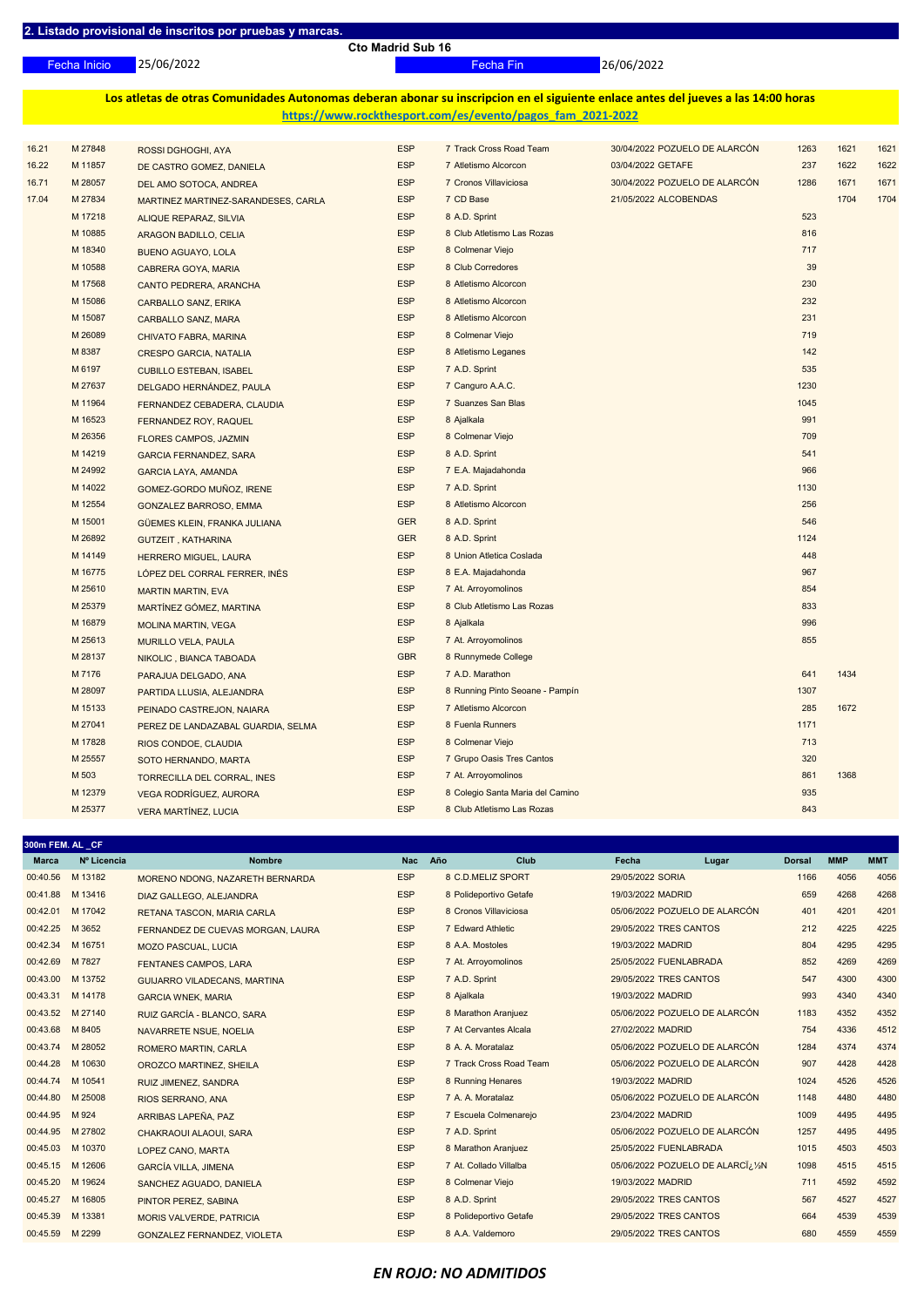## 2. Listado provisional de inscritos por pruebas y marcas.

**Cto Madrid Sub 16**

Fecha Inicio 25/06/2022 Fecha Fin 26/06/2022

**Los atletas de otras Comunidades Autonomas deberan abonar su inscripcion en el siguiente enlace antes del jueves a las 14:00 horas**
**https://www.rockthesport.com/es/evento/pagos_fam_2021-2022**

| Marca | Nº Licencia | Nombre | Nac | Año | Club | Fecha | Lugar | Dorsal | MMP | MMT |
|---|---|---|---|---|---|---|---|---|---|---|
| 16.21 | M 27848 | ROSSI DGHOGHI, AYA | ESP | 7 | Track Cross Road Team | 30/04/2022 | POZUELO DE ALARCÓN | 1263 | 1621 | 1621 |
| 16.22 | M 11857 | DE CASTRO GOMEZ, DANIELA | ESP | 7 | Atletismo Alcorcon | 03/04/2022 | GETAFE | 237 | 1622 | 1622 |
| 16.71 | M 28057 | DEL AMO SOTOCA, ANDREA | ESP | 7 | Cronos Villaviciosa | 30/04/2022 | POZUELO DE ALARCÓN | 1286 | 1671 | 1671 |
| 17.04 | M 27834 | MARTINEZ MARTINEZ-SARANDESES, CARLA | ESP | 7 | CD Base | 21/05/2022 | ALCOBENDAS | | 1704 | 1704 |
| | M 17218 | ALIQUE REPARAZ, SILVIA | ESP | 8 | A.D. Sprint | | | 523 | | |
| | M 10885 | ARAGON BADILLO, CELIA | ESP | 8 | Club Atletismo Las Rozas | | | 816 | | |
| | M 18340 | BUENO AGUAYO, LOLA | ESP | 8 | Colmenar Viejo | | | 717 | | |
| | M 10588 | CABRERA GOYA, MARIA | ESP | 8 | Club Corredores | | | 39 | | |
| | M 17568 | CANTO PEDRERA, ARANCHA | ESP | 8 | Atletismo Alcorcon | | | 230 | | |
| | M 15086 | CARBALLO SANZ, ERIKA | ESP | 8 | Atletismo Alcorcon | | | 232 | | |
| | M 15087 | CARBALLO SANZ, MARA | ESP | 8 | Atletismo Alcorcon | | | 231 | | |
| | M 26089 | CHIVATO FABRA, MARINA | ESP | 8 | Colmenar Viejo | | | 719 | | |
| | M 8387 | CRESPO GARCIA, NATALIA | ESP | 8 | Atletismo Leganes | | | 142 | | |
| | M 6197 | CUBILLO ESTEBAN, ISABEL | ESP | 7 | A.D. Sprint | | | 535 | | |
| | M 27637 | DELGADO HERNÁNDEZ, PAULA | ESP | 7 | Canguro A.A.C. | | | 1230 | | |
| | M 11964 | FERNANDEZ CEBADERA, CLAUDIA | ESP | 7 | Suanzes San Blas | | | 1045 | | |
| | M 16523 | FERNANDEZ ROY, RAQUEL | ESP | 8 | Ajalkala | | | 991 | | |
| | M 26356 | FLORES CAMPOS, JAZMIN | ESP | 8 | Colmenar Viejo | | | 709 | | |
| | M 14219 | GARCIA FERNANDEZ, SARA | ESP | 8 | A.D. Sprint | | | 541 | | |
| | M 24992 | GARCIA LAYA, AMANDA | ESP | 7 | E.A. Majadahonda | | | 966 | | |
| | M 14022 | GOMEZ-GORDO MUÑOZ, IRENE | ESP | 7 | A.D. Sprint | | | 1130 | | |
| | M 12554 | GONZALEZ BARROSO, EMMA | ESP | 8 | Atletismo Alcorcon | | | 256 | | |
| | M 15001 | GÜEMES KLEIN, FRANKA JULIANA | GER | 8 | A.D. Sprint | | | 546 | | |
| | M 26892 | GUTZEIT , KATHARINA | GER | 8 | A.D. Sprint | | | 1124 | | |
| | M 14149 | HERRERO MIGUEL, LAURA | ESP | 8 | Union Atletica Coslada | | | 448 | | |
| | M 16775 | LÓPEZ DEL CORRAL FERRER, INÉS | ESP | 8 | E.A. Majadahonda | | | 967 | | |
| | M 25610 | MARTIN MARTIN, EVA | ESP | 7 | At. Arroyomolinos | | | 854 | | |
| | M 25379 | MARTÍNEZ GÓMEZ, MARTINA | ESP | 8 | Club Atletismo Las Rozas | | | 833 | | |
| | M 16879 | MOLINA MARTIN, VEGA | ESP | 8 | Ajalkala | | | 996 | | |
| | M 25613 | MURILLO VELA, PAULA | ESP | 7 | At. Arroyomolinos | | | 855 | | |
| | M 28137 | NIKOLIC , BIANCA TABOADA | GBR | 8 | Runnymede College | | | | | |
| | M 7176 | PARAJUA DELGADO, ANA | ESP | 7 | A.D. Marathon | | | 641 | 1434 | |
| | M 28097 | PARTIDA LLUSIA, ALEJANDRA | ESP | 8 | Running Pinto Seoane - Pampín | | | 1307 | | |
| | M 15133 | PEINADO CASTREJON, NAIARA | ESP | 7 | Atletismo Alcorcon | | | 285 | 1672 | |
| | M 27041 | PEREZ DE LANDAZABAL GUARDIA, SELMA | ESP | 8 | Fuenla Runners | | | 1171 | | |
| | M 17828 | RIOS CONDOE, CLAUDIA | ESP | 8 | Colmenar Viejo | | | 713 | | |
| | M 25557 | SOTO HERNANDO, MARTA | ESP | 7 | Grupo Oasis Tres Cantos | | | 320 | | |
| | M 503 | TORRECILLA DEL CORRAL, INES | ESP | 7 | At. Arroyomolinos | | | 861 | 1368 | |
| | M 12379 | VEGA RODRÍGUEZ, AURORA | ESP | 8 | Colegio Santa Maria del Camino | | | 935 | | |
| | M 25377 | VERA MARTÍNEZ, LUCIA | ESP | 8 | Club Atletismo Las Rozas | | | 843 | | |

### 300m FEM. AL _CF

| Marca | Nº Licencia | Nombre | Nac | Año | Club | Fecha | Lugar | Dorsal | MMP | MMT |
|---|---|---|---|---|---|---|---|---|---|---|
| 00:40.56 | M 13182 | MORENO NDONG, NAZARETH BERNARDA | ESP | 8 | C.D.MELIZ SPORT | 29/05/2022 | SORIA | 1166 | 4056 | 4056 |
| 00:41.88 | M 13416 | DIAZ GALLEGO, ALEJANDRA | ESP | 8 | Polideportivo Getafe | 19/03/2022 | MADRID | 659 | 4268 | 4268 |
| 00:42.01 | M 17042 | RETANA TASCON, MARIA CARLA | ESP | 8 | Cronos Villaviciosa | 05/06/2022 | POZUELO DE ALARCÓN | 401 | 4201 | 4201 |
| 00:42.25 | M 3652 | FERNANDEZ DE CUEVAS MORGAN, LAURA | ESP | 7 | Edward Athletic | 29/05/2022 | TRES CANTOS | 212 | 4225 | 4225 |
| 00:42.34 | M 16751 | MOZO PASCUAL, LUCIA | ESP | 8 | A.A. Mostoles | 19/03/2022 | MADRID | 804 | 4295 | 4295 |
| 00:42.69 | M 7827 | FENTANES CAMPOS, LARA | ESP | 7 | At. Arroyomolinos | 25/05/2022 | FUENLABRADA | 852 | 4269 | 4269 |
| 00:43.00 | M 13752 | GUIJARRO VILADECANS, MARTINA | ESP | 7 | A.D. Sprint | 29/05/2022 | TRES CANTOS | 547 | 4300 | 4300 |
| 00:43.31 | M 14178 | GARCIA WNEK, MARIA | ESP | 8 | Ajalkala | 19/03/2022 | MADRID | 993 | 4340 | 4340 |
| 00:43.52 | M 27140 | RUIZ GARCÍA - BLANCO, SARA | ESP | 8 | Marathon Aranjuez | 05/06/2022 | POZUELO DE ALARCÓN | 1183 | 4352 | 4352 |
| 00:43.68 | M 8405 | NAVARRETE NSUE, NOELIA | ESP | 7 | At Cervantes Alcala | 27/02/2022 | MADRID | 754 | 4336 | 4512 |
| 00:43.74 | M 28052 | ROMERO MARTIN, CARLA | ESP | 8 | A. A. Moratalaz | 05/06/2022 | POZUELO DE ALARCÓN | 1284 | 4374 | 4374 |
| 00:44.28 | M 10630 | OROZCO MARTINEZ, SHEILA | ESP | 7 | Track Cross Road Team | 05/06/2022 | POZUELO DE ALARCÓN | 907 | 4428 | 4428 |
| 00:44.74 | M 10541 | RUIZ JIMENEZ, SANDRA | ESP | 8 | Running Henares | 19/03/2022 | MADRID | 1024 | 4526 | 4526 |
| 00:44.80 | M 25008 | RIOS SERRANO, ANA | ESP | 7 | A. A. Moratalaz | 05/06/2022 | POZUELO DE ALARCÓN | 1148 | 4480 | 4480 |
| 00:44.95 | M 924 | ARRIBAS LAPEÑA, PAZ | ESP | 7 | Escuela Colmenarejo | 23/04/2022 | MADRID | 1009 | 4495 | 4495 |
| 00:44.95 | M 27802 | CHAKRAOUI ALAOUI, SARA | ESP | 7 | A.D. Sprint | 05/06/2022 | POZUELO DE ALARCÓN | 1257 | 4495 | 4495 |
| 00:45.03 | M 10370 | LOPEZ CANO, MARTA | ESP | 8 | Marathon Aranjuez | 25/05/2022 | FUENLABRADA | 1015 | 4503 | 4503 |
| 00:45.15 | M 12606 | GARCÍA VILLA, JIMENA | ESP | 7 | At. Collado Villalba | 05/06/2022 | POZUELO DE ALARCÏ¿½N | 1098 | 4515 | 4515 |
| 00:45.20 | M 19624 | SANCHEZ AGUADO, DANIELA | ESP | 8 | Colmenar Viejo | 19/03/2022 | MADRID | 711 | 4592 | 4592 |
| 00:45.27 | M 16805 | PINTOR PEREZ, SABINA | ESP | 8 | A.D. Sprint | 29/05/2022 | TRES CANTOS | 567 | 4527 | 4527 |
| 00:45.39 | M 13381 | MORIS VALVERDE, PATRICIA | ESP | 8 | Polideportivo Getafe | 29/05/2022 | TRES CANTOS | 664 | 4539 | 4539 |
| 00:45.59 | M 2299 | GONZALEZ FERNANDEZ, VIOLETA | ESP | 8 | A.A. Valdemoro | 29/05/2022 | TRES CANTOS | 680 | 4559 | 4559 |

*EN ROJO: NO ADMITIDOS*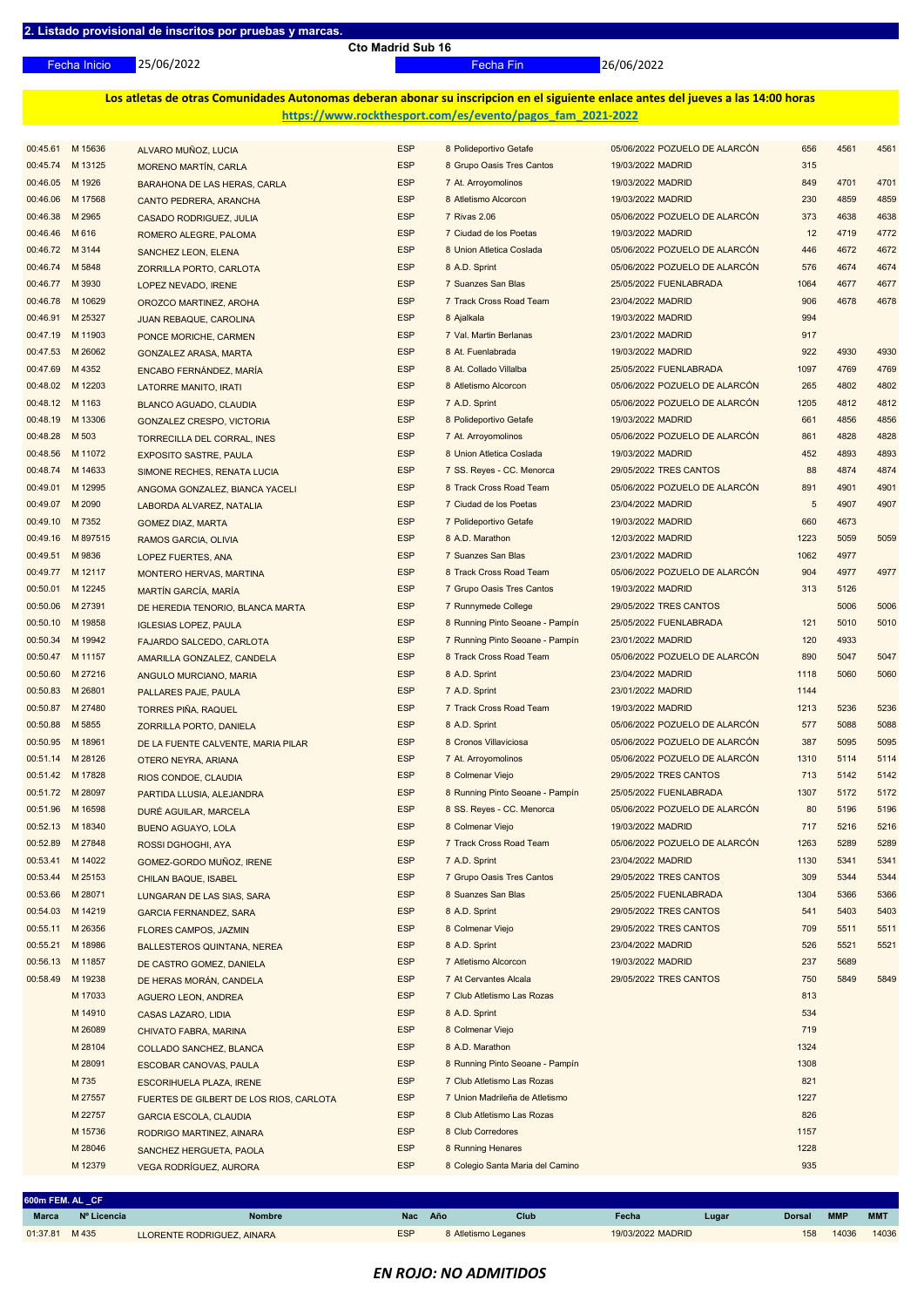**2. Listado provisional de inscritos por pruebas y marcas.**

**Cto Madrid Sub 16**

Fecha Inicio 25/06/2022 Fecha Fin 26/06/2022

**Los atletas de otras Comunidades Autonomas deberan abonar su inscripcion en el siguiente enlace antes del jueves a las 14:00 horas**

**https://www.rockthesport.com/es/evento/pagos_fam_2021-2022**

| Marca | Nº Licencia | Nombre | Nac | Año | Club | Fecha | Lugar | Dorsal | MMP | MMT |
|---|---|---|---|---|---|---|---|---|---|---|
| 00:45.61 | M 15636 | ALVARO MUÑOZ, LUCIA | ESP | 8 | Polideportivo Getafe | 05/06/2022 | POZUELO DE ALARCÓN | 656 | 4561 | 4561 |
| 00:45.74 | M 13125 | MORENO MARTÍN, CARLA | ESP | 8 | Grupo Oasis Tres Cantos | 19/03/2022 | MADRID | 315 | | |
| 00:46.05 | M 1926 | BARAHONA DE LAS HERAS, CARLA | ESP | 7 | At. Arroyomolinos | 19/03/2022 | MADRID | 849 | 4701 | 4701 |
| 00:46.06 | M 17568 | CANTO PEDRERA, ARANCHA | ESP | 8 | Atletismo Alcorcon | 19/03/2022 | MADRID | 230 | 4859 | 4859 |
| 00:46.38 | M 2965 | CASADO RODRIGUEZ, JULIA | ESP | 7 | Rivas 2.06 | 05/06/2022 | POZUELO DE ALARCÓN | 373 | 4638 | 4638 |
| 00:46.46 | M 616 | ROMERO ALEGRE, PALOMA | ESP | 7 | Ciudad de los Poetas | 19/03/2022 | MADRID | 12 | 4719 | 4772 |
| 00:46.72 | M 3144 | SANCHEZ LEON, ELENA | ESP | 8 | Union Atletica Coslada | 05/06/2022 | POZUELO DE ALARCÓN | 446 | 4672 | 4672 |
| 00:46.74 | M 5848 | ZORRILLA PORTO, CARLOTA | ESP | 8 | A.D. Sprint | 05/06/2022 | POZUELO DE ALARCÓN | 576 | 4674 | 4674 |
| 00:46.77 | M 3930 | LOPEZ NEVADO, IRENE | ESP | 7 | Suanzes San Blas | 25/05/2022 | FUENLABRADA | 1064 | 4677 | 4677 |
| 00:46.78 | M 10629 | OROZCO MARTINEZ, AROHA | ESP | 7 | Track Cross Road Team | 23/04/2022 | MADRID | 906 | 4678 | 4678 |
| 00:46.91 | M 25327 | JUAN REBAQUE, CAROLINA | ESP | 8 | Ajalkala | 19/03/2022 | MADRID | 994 | | |
| 00:47.19 | M 11903 | PONCE MORICHE, CARMEN | ESP | 7 | Val. Martin Berlanas | 23/01/2022 | MADRID | 917 | | |
| 00:47.53 | M 26062 | GONZALEZ ARASA, MARTA | ESP | 8 | At. Fuenlabrada | 19/03/2022 | MADRID | 922 | 4930 | 4930 |
| 00:47.69 | M 4352 | ENCABO FERNÁNDEZ, MARÍA | ESP | 8 | At. Collado Villalba | 25/05/2022 | FUENLABRADA | 1097 | 4769 | 4769 |
| 00:48.02 | M 12203 | LATORRE MANITO, IRATI | ESP | 8 | Atletismo Alcorcon | 05/06/2022 | POZUELO DE ALARCÓN | 265 | 4802 | 4802 |
| 00:48.12 | M 1163 | BLANCO AGUADO, CLAUDIA | ESP | 7 | A.D. Sprint | 05/06/2022 | POZUELO DE ALARCÓN | 1205 | 4812 | 4812 |
| 00:48.19 | M 13306 | GONZALEZ CRESPO, VICTORIA | ESP | 8 | Polideportivo Getafe | 19/03/2022 | MADRID | 661 | 4856 | 4856 |
| 00:48.28 | M 503 | TORRECILLA DEL CORRAL, INES | ESP | 7 | At. Arroyomolinos | 05/06/2022 | POZUELO DE ALARCÓN | 861 | 4828 | 4828 |
| 00:48.56 | M 11072 | EXPOSITO SASTRE, PAULA | ESP | 8 | Union Atletica Coslada | 19/03/2022 | MADRID | 452 | 4893 | 4893 |
| 00:48.74 | M 14633 | SIMONE RECHES, RENATA LUCIA | ESP | 7 | SS. Reyes - CC. Menorca | 29/05/2022 | TRES CANTOS | 88 | 4874 | 4874 |
| 00:49.01 | M 12995 | ANGOMA GONZALEZ, BIANCA YACELI | ESP | 8 | Track Cross Road Team | 05/06/2022 | POZUELO DE ALARCÓN | 891 | 4901 | 4901 |
| 00:49.07 | M 2090 | LABORDA ALVAREZ, NATALIA | ESP | 7 | Ciudad de los Poetas | 23/04/2022 | MADRID | 5 | 4907 | 4907 |
| 00:49.10 | M 7352 | GOMEZ DIAZ, MARTA | ESP | 7 | Polideportivo Getafe | 19/03/2022 | MADRID | 660 | 4673 | |
| 00:49.16 | M 897515 | RAMOS GARCIA, OLIVIA | ESP | 8 | A.D. Marathon | 12/03/2022 | MADRID | 1223 | 5059 | 5059 |
| 00:49.51 | M 9836 | LOPEZ FUERTES, ANA | ESP | 7 | Suanzes San Blas | 23/01/2022 | MADRID | 1062 | 4977 | |
| 00:49.77 | M 12117 | MONTERO HERVAS, MARTINA | ESP | 8 | Track Cross Road Team | 05/06/2022 | POZUELO DE ALARCÓN | 904 | 4977 | 4977 |
| 00:50.01 | M 12245 | MARTÍN GARCÍA, MARÍA | ESP | 7 | Grupo Oasis Tres Cantos | 19/03/2022 | MADRID | 313 | 5126 | |
| 00:50.06 | M 27391 | DE HEREDIA TENORIO, BLANCA MARTA | ESP | 7 | Runnymede College | 29/05/2022 | TRES CANTOS | | 5006 | 5006 |
| 00:50.10 | M 19858 | IGLESIAS LOPEZ, PAULA | ESP | 8 | Running Pinto Seoane - Pampín | 25/05/2022 | FUENLABRADA | 121 | 5010 | 5010 |
| 00:50.34 | M 19942 | FAJARDO SALCEDO, CARLOTA | ESP | 7 | Running Pinto Seoane - Pampín | 23/01/2022 | MADRID | 120 | 4933 | |
| 00:50.47 | M 11157 | AMARILLA GONZALEZ, CANDELA | ESP | 8 | Track Cross Road Team | 05/06/2022 | POZUELO DE ALARCÓN | 890 | 5047 | 5047 |
| 00:50.60 | M 27216 | ANGULO MURCIANO, MARIA | ESP | 8 | A.D. Sprint | 23/04/2022 | MADRID | 1118 | 5060 | 5060 |
| 00:50.83 | M 26801 | PALLARES PAJE, PAULA | ESP | 7 | A.D. Sprint | 23/01/2022 | MADRID | 1144 | | |
| 00:50.87 | M 27480 | TORRES PIÑA, RAQUEL | ESP | 7 | Track Cross Road Team | 19/03/2022 | MADRID | 1213 | 5236 | 5236 |
| 00:50.88 | M 5855 | ZORRILLA PORTO, DANIELA | ESP | 8 | A.D. Sprint | 05/06/2022 | POZUELO DE ALARCÓN | 577 | 5088 | 5088 |
| 00:50.95 | M 18961 | DE LA FUENTE CALVENTE, MARIA PILAR | ESP | 8 | Cronos Villaviciosa | 05/06/2022 | POZUELO DE ALARCÓN | 387 | 5095 | 5095 |
| 00:51.14 | M 28126 | OTERO NEYRA, ARIANA | ESP | 7 | At. Arroyomolinos | 05/06/2022 | POZUELO DE ALARCÓN | 1310 | 5114 | 5114 |
| 00:51.42 | M 17828 | RIOS CONDOE, CLAUDIA | ESP | 8 | Colmenar Viejo | 29/05/2022 | TRES CANTOS | 713 | 5142 | 5142 |
| 00:51.72 | M 28097 | PARTIDA LLUSIA, ALEJANDRA | ESP | 8 | Running Pinto Seoane - Pampín | 25/05/2022 | FUENLABRADA | 1307 | 5172 | 5172 |
| 00:51.96 | M 16598 | DURÉ AGUILAR, MARCELA | ESP | 8 | SS. Reyes - CC. Menorca | 05/06/2022 | POZUELO DE ALARCÓN | 80 | 5196 | 5196 |
| 00:52.13 | M 18340 | BUENO AGUAYO, LOLA | ESP | 8 | Colmenar Viejo | 19/03/2022 | MADRID | 717 | 5216 | 5216 |
| 00:52.89 | M 27848 | ROSSI DGHOGHI, AYA | ESP | 7 | Track Cross Road Team | 05/06/2022 | POZUELO DE ALARCÓN | 1263 | 5289 | 5289 |
| 00:53.41 | M 14022 | GOMEZ-GORDO MUÑOZ, IRENE | ESP | 7 | A.D. Sprint | 23/04/2022 | MADRID | 1130 | 5341 | 5341 |
| 00:53.44 | M 25153 | CHILAN BAQUE, ISABEL | ESP | 7 | Grupo Oasis Tres Cantos | 29/05/2022 | TRES CANTOS | 309 | 5344 | 5344 |
| 00:53.66 | M 28071 | LUNGARAN DE LAS SIAS, SARA | ESP | 8 | Suanzes San Blas | 25/05/2022 | FUENLABRADA | 1304 | 5366 | 5366 |
| 00:54.03 | M 14219 | GARCIA FERNANDEZ, SARA | ESP | 8 | A.D. Sprint | 29/05/2022 | TRES CANTOS | 541 | 5403 | 5403 |
| 00:55.11 | M 26356 | FLORES CAMPOS, JAZMIN | ESP | 8 | Colmenar Viejo | 29/05/2022 | TRES CANTOS | 709 | 5511 | 5511 |
| 00:55.21 | M 18986 | BALLESTEROS QUINTANA, NEREA | ESP | 8 | A.D. Sprint | 23/04/2022 | MADRID | 526 | 5521 | 5521 |
| 00:56.13 | M 11857 | DE CASTRO GOMEZ, DANIELA | ESP | 7 | Atletismo Alcorcon | 19/03/2022 | MADRID | 237 | 5689 | |
| 00:58.49 | M 19238 | DE HERAS MORÁN, CANDELA | ESP | 7 | At Cervantes Alcala | 29/05/2022 | TRES CANTOS | 750 | 5849 | 5849 |
| | M 17033 | AGUERO LEON, ANDREA | ESP | 7 | Club Atletismo Las Rozas | | | 813 | | |
| | M 14910 | CASAS LAZARO, LIDIA | ESP | 8 | A.D. Sprint | | | 534 | | |
| | M 26089 | CHIVATO FABRA, MARINA | ESP | 8 | Colmenar Viejo | | | 719 | | |
| | M 28104 | COLLADO SANCHEZ, BLANCA | ESP | 8 | A.D. Marathon | | | 1324 | | |
| | M 28091 | ESCOBAR CANOVAS, PAULA | ESP | 8 | Running Pinto Seoane - Pampín | | | 1308 | | |
| | M 735 | ESCORIHUELA PLAZA, IRENE | ESP | 7 | Club Atletismo Las Rozas | | | 821 | | |
| | M 27557 | FUERTES DE GILBERT DE LOS RIOS, CARLOTA | ESP | 7 | Union Madrileña de Atletismo | | | 1227 | | |
| | M 22757 | GARCIA ESCOLA, CLAUDIA | ESP | 8 | Club Atletismo Las Rozas | | | 826 | | |
| | M 15736 | RODRIGO MARTINEZ, AINARA | ESP | 8 | Club Corredores | | | 1157 | | |
| | M 28046 | SANCHEZ HERGUETA, PAOLA | ESP | 8 | Running Henares | | | 1228 | | |
| | M 12379 | VEGA RODRÍGUEZ, AURORA | ESP | 8 | Colegio Santa Maria del Camino | | | 935 | | |

**600m FEM. AL _CF**

| Marca | Nº Licencia | Nombre | Nac | Año | Club | Fecha | Lugar | Dorsal | MMP | MMT |
|---|---|---|---|---|---|---|---|---|---|---|
| 01:37.81 | M 435 | LLORENTE RODRIGUEZ, AINARA | ESP | 8 | Atletismo Leganes | 19/03/2022 | MADRID | 158 | 14036 | 14036 |

*EN ROJO: NO ADMITIDOS*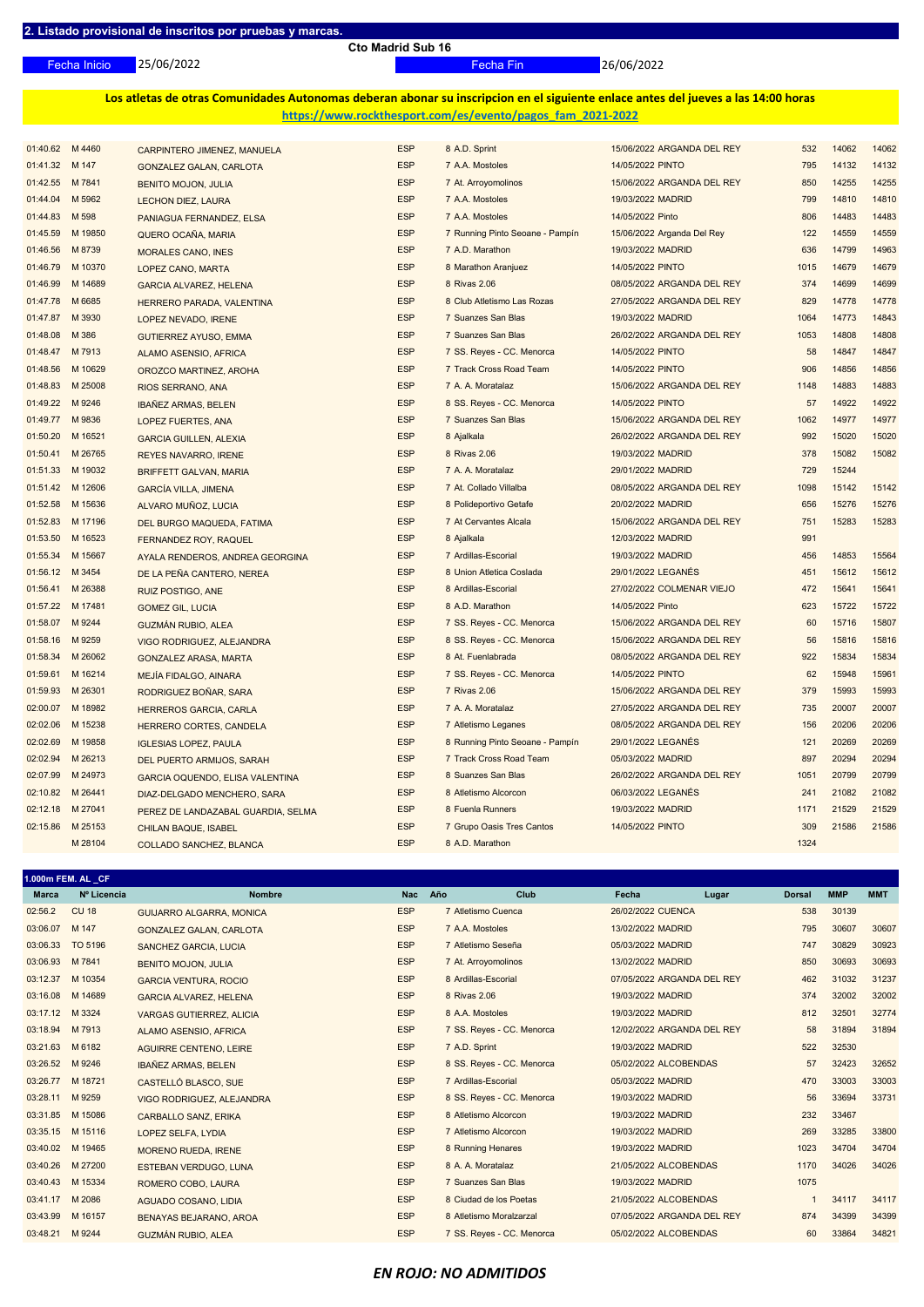## 2. Listado provisional de inscritos por pruebas y marcas.

**Cto Madrid Sub 16**

Fecha Inicio 25/06/2022 — Fecha Fin 26/06/2022

**Los atletas de otras Comunidades Autonomas deberan abonar su inscripcion en el siguiente enlace antes del jueves a las 14:00 horas**
**https://www.rockthesport.com/es/evento/pagos_fam_2021-2022**

| Marca | Nº Licencia | Nombre | Nac | Año | Club | Fecha | Lugar | Dorsal | MMP | MMT |
|---|---|---|---|---|---|---|---|---|---|---|
| 01:40.62 | M 4460 | CARPINTERO JIMENEZ, MANUELA | ESP | 8 | A.D. Sprint | 15/06/2022 | ARGANDA DEL REY | 532 | 14062 | 14062 |
| 01:41.32 | M 147 | GONZALEZ GALAN, CARLOTA | ESP | 7 | A.A. Mostoles | 14/05/2022 | PINTO | 795 | 14132 | 14132 |
| 01:42.55 | M 7841 | BENITO MOJON, JULIA | ESP | 7 | At. Arroyomolinos | 15/06/2022 | ARGANDA DEL REY | 850 | 14255 | 14255 |
| 01:44.04 | M 5962 | LECHON DIEZ, LAURA | ESP | 7 | A.A. Mostoles | 19/03/2022 | MADRID | 799 | 14810 | 14810 |
| 01:44.83 | M 598 | PANIAGUA FERNANDEZ, ELSA | ESP | 7 | A.A. Mostoles | 14/05/2022 | Pinto | 806 | 14483 | 14483 |
| 01:45.59 | M 19850 | QUERO OCAÑA, MARIA | ESP | 7 | Running Pinto Seoane - Pampín | 15/06/2022 | Arganda Del Rey | 122 | 14559 | 14559 |
| 01:46.56 | M 8739 | MORALES CANO, INES | ESP | 7 | A.D. Marathon | 19/03/2022 | MADRID | 636 | 14799 | 14963 |
| 01:46.79 | M 10370 | LOPEZ CANO, MARTA | ESP | 8 | Marathon Aranjuez | 14/05/2022 | PINTO | 1015 | 14679 | 14679 |
| 01:46.99 | M 14689 | GARCIA ALVAREZ, HELENA | ESP | 8 | Rivas 2.06 | 08/05/2022 | ARGANDA DEL REY | 374 | 14699 | 14699 |
| 01:47.78 | M 6685 | HERRERO PARADA, VALENTINA | ESP | 8 | Club Atletismo Las Rozas | 27/05/2022 | ARGANDA DEL REY | 829 | 14778 | 14778 |
| 01:47.87 | M 3930 | LOPEZ NEVADO, IRENE | ESP | 7 | Suanzes San Blas | 19/03/2022 | MADRID | 1064 | 14773 | 14843 |
| 01:48.08 | M 386 | GUTIERREZ AYUSO, EMMA | ESP | 7 | Suanzes San Blas | 26/02/2022 | ARGANDA DEL REY | 1053 | 14808 | 14808 |
| 01:48.47 | M 7913 | ALAMO ASENSIO, AFRICA | ESP | 7 | SS. Reyes - CC. Menorca | 14/05/2022 | PINTO | 58 | 14847 | 14847 |
| 01:48.56 | M 10629 | OROZCO MARTINEZ, AROHA | ESP | 7 | Track Cross Road Team | 14/05/2022 | PINTO | 906 | 14856 | 14856 |
| 01:48.83 | M 25008 | RIOS SERRANO, ANA | ESP | 7 | A. A. Moratalaz | 15/06/2022 | ARGANDA DEL REY | 1148 | 14883 | 14883 |
| 01:49.22 | M 9246 | IBAÑEZ ARMAS, BELEN | ESP | 8 | SS. Reyes - CC. Menorca | 14/05/2022 | PINTO | 57 | 14922 | 14922 |
| 01:49.77 | M 9836 | LOPEZ FUERTES, ANA | ESP | 7 | Suanzes San Blas | 15/06/2022 | ARGANDA DEL REY | 1062 | 14977 | 14977 |
| 01:50.20 | M 16521 | GARCIA GUILLEN, ALEXIA | ESP | 8 | Ajalkala | 26/02/2022 | ARGANDA DEL REY | 992 | 15020 | 15020 |
| 01:50.41 | M 26765 | REYES NAVARRO, IRENE | ESP | 8 | Rivas 2.06 | 19/03/2022 | MADRID | 378 | 15082 | 15082 |
| 01:51.33 | M 19032 | BRIFFETT GALVAN, MARIA | ESP | 7 | A. A. Moratalaz | 29/01/2022 | MADRID | 729 | 15244 | |
| 01:51.42 | M 12606 | GARCÍA VILLA, JIMENA | ESP | 7 | At. Collado Villalba | 08/05/2022 | ARGANDA DEL REY | 1098 | 15142 | 15142 |
| 01:52.58 | M 15636 | ALVARO MUÑOZ, LUCIA | ESP | 8 | Polideportivo Getafe | 20/02/2022 | MADRID | 656 | 15276 | 15276 |
| 01:52.83 | M 17196 | DEL BURGO MAQUEDA, FATIMA | ESP | 7 | At Cervantes Alcala | 15/06/2022 | ARGANDA DEL REY | 751 | 15283 | 15283 |
| 01:53.50 | M 16523 | FERNANDEZ ROY, RAQUEL | ESP | 8 | Ajalkala | 12/03/2022 | MADRID | 991 | | |
| 01:55.34 | M 15667 | AYALA RENDEROS, ANDREA GEORGINA | ESP | 7 | Ardillas-Escorial | 19/03/2022 | MADRID | 456 | 14853 | 15564 |
| 01:56.12 | M 3454 | DE LA PEÑA CANTERO, NEREA | ESP | 8 | Union Atletica Coslada | 29/01/2022 | LEGANÉS | 451 | 15612 | 15612 |
| 01:56.41 | M 26388 | RUIZ POSTIGO, ANE | ESP | 8 | Ardillas-Escorial | 27/02/2022 | COLMENAR VIEJO | 472 | 15641 | 15641 |
| 01:57.22 | M 17481 | GOMEZ GIL, LUCIA | ESP | 8 | A.D. Marathon | 14/05/2022 | Pinto | 623 | 15722 | 15722 |
| 01:58.07 | M 9244 | GUZMÁN RUBIO, ALEA | ESP | 7 | SS. Reyes - CC. Menorca | 15/06/2022 | ARGANDA DEL REY | 60 | 15716 | 15807 |
| 01:58.16 | M 9259 | VIGO RODRIGUEZ, ALEJANDRA | ESP | 8 | SS. Reyes - CC. Menorca | 15/06/2022 | ARGANDA DEL REY | 56 | 15816 | 15816 |
| 01:58.34 | M 26062 | GONZALEZ ARASA, MARTA | ESP | 8 | At. Fuenlabrada | 08/05/2022 | ARGANDA DEL REY | 922 | 15834 | 15834 |
| 01:59.61 | M 16214 | MEJÍA FIDALGO, AINARA | ESP | 7 | SS. Reyes - CC. Menorca | 14/05/2022 | PINTO | 62 | 15948 | 15961 |
| 01:59.93 | M 26301 | RODRIGUEZ BOÑAR, SARA | ESP | 7 | Rivas 2.06 | 15/06/2022 | ARGANDA DEL REY | 379 | 15993 | 15993 |
| 02:00.07 | M 18982 | HERREROS GARCIA, CARLA | ESP | 7 | A. A. Moratalaz | 27/05/2022 | ARGANDA DEL REY | 735 | 20007 | 20007 |
| 02:02.06 | M 15238 | HERRERO CORTES, CANDELA | ESP | 7 | Atletismo Leganes | 08/05/2022 | ARGANDA DEL REY | 156 | 20206 | 20206 |
| 02:02.69 | M 19858 | IGLESIAS LOPEZ, PAULA | ESP | 8 | Running Pinto Seoane - Pampín | 29/01/2022 | LEGANÉS | 121 | 20269 | 20269 |
| 02:02.94 | M 26213 | DEL PUERTO ARMIJOS, SARAH | ESP | 7 | Track Cross Road Team | 05/03/2022 | MADRID | 897 | 20294 | 20294 |
| 02:07.99 | M 24973 | GARCIA OQUENDO, ELISA VALENTINA | ESP | 8 | Suanzes San Blas | 26/02/2022 | ARGANDA DEL REY | 1051 | 20799 | 20799 |
| 02:10.82 | M 26441 | DIAZ-DELGADO MENCHERO, SARA | ESP | 8 | Atletismo Alcorcon | 06/03/2022 | LEGANÉS | 241 | 21082 | 21082 |
| 02:12.18 | M 27041 | PEREZ DE LANDAZABAL GUARDIA, SELMA | ESP | 8 | Fuenla Runners | 19/03/2022 | MADRID | 1171 | 21529 | 21529 |
| 02:15.86 | M 25153 | CHILAN BAQUE, ISABEL | ESP | 7 | Grupo Oasis Tres Cantos | 14/05/2022 | PINTO | 309 | 21586 | 21586 |
| | M 28104 | COLLADO SANCHEZ, BLANCA | ESP | 8 | A.D. Marathon | | | 1324 | | |

### 1.000m FEM. AL _CF

| Marca | Nº Licencia | Nombre | Nac | Año | Club | Fecha | Lugar | Dorsal | MMP | MMT |
|---|---|---|---|---|---|---|---|---|---|---|
| 02:56.2 | CU 18 | GUIJARRO ALGARRA, MONICA | ESP | 7 | Atletismo Cuenca | 26/02/2022 | CUENCA | 538 | 30139 | |
| 03:06.07 | M 147 | GONZALEZ GALAN, CARLOTA | ESP | 7 | A.A. Mostoles | 13/02/2022 | MADRID | 795 | 30607 | 30607 |
| 03:06.33 | TO 5196 | SANCHEZ GARCIA, LUCIA | ESP | 7 | Atletismo Seseña | 05/03/2022 | MADRID | 747 | 30829 | 30923 |
| 03:06.93 | M 7841 | BENITO MOJON, JULIA | ESP | 7 | At. Arroyomolinos | 13/02/2022 | MADRID | 850 | 30693 | 30693 |
| 03:12.37 | M 10354 | GARCIA VENTURA, ROCIO | ESP | 8 | Ardillas-Escorial | 07/05/2022 | ARGANDA DEL REY | 462 | 31032 | 31237 |
| 03:16.08 | M 14689 | GARCIA ALVAREZ, HELENA | ESP | 8 | Rivas 2.06 | 19/03/2022 | MADRID | 374 | 32002 | 32002 |
| 03:17.12 | M 3324 | VARGAS GUTIERREZ, ALICIA | ESP | 8 | A.A. Mostoles | 19/03/2022 | MADRID | 812 | 32501 | 32774 |
| 03:18.94 | M 7913 | ALAMO ASENSIO, AFRICA | ESP | 7 | SS. Reyes - CC. Menorca | 12/02/2022 | ARGANDA DEL REY | 58 | 31894 | 31894 |
| 03:21.63 | M 6182 | AGUIRRE CENTENO, LEIRE | ESP | 7 | A.D. Sprint | 19/03/2022 | MADRID | 522 | 32530 | |
| 03:26.52 | M 9246 | IBAÑEZ ARMAS, BELEN | ESP | 8 | SS. Reyes - CC. Menorca | 05/02/2022 | ALCOBENDAS | 57 | 32423 | 32652 |
| 03:26.77 | M 18721 | CASTELLÓ BLASCO, SUE | ESP | 7 | Ardillas-Escorial | 05/03/2022 | MADRID | 470 | 33003 | 33003 |
| 03:28.11 | M 9259 | VIGO RODRIGUEZ, ALEJANDRA | ESP | 8 | SS. Reyes - CC. Menorca | 19/03/2022 | MADRID | 56 | 33694 | 33731 |
| 03:31.85 | M 15086 | CARBALLO SANZ, ERIKA | ESP | 8 | Atletismo Alcorcon | 19/03/2022 | MADRID | 232 | 33467 | |
| 03:35.15 | M 15116 | LOPEZ SELFA, LYDIA | ESP | 7 | Atletismo Alcorcon | 19/03/2022 | MADRID | 269 | 33285 | 33800 |
| 03:40.02 | M 19465 | MORENO RUEDA, IRENE | ESP | 8 | Running Henares | 19/03/2022 | MADRID | 1023 | 34704 | 34704 |
| 03:40.26 | M 27200 | ESTEBAN VERDUGO, LUNA | ESP | 8 | A. A. Moratalaz | 21/05/2022 | ALCOBENDAS | 1170 | 34026 | 34026 |
| 03:40.43 | M 15334 | ROMERO COBO, LAURA | ESP | 7 | Suanzes San Blas | 19/03/2022 | MADRID | 1075 | | |
| 03:41.17 | M 2086 | AGUADO COSANO, LIDIA | ESP | 8 | Ciudad de los Poetas | 21/05/2022 | ALCOBENDAS | 1 | 34117 | 34117 |
| 03:43.99 | M 16157 | BENAYAS BEJARANO, AROA | ESP | 8 | Atletismo Moralzarzal | 07/05/2022 | ARGANDA DEL REY | 874 | 34399 | 34399 |
| 03:48.21 | M 9244 | GUZMÁN RUBIO, ALEA | ESP | 7 | SS. Reyes - CC. Menorca | 05/02/2022 | ALCOBENDAS | 60 | 33864 | 34821 |

***EN ROJO: NO ADMITIDOS***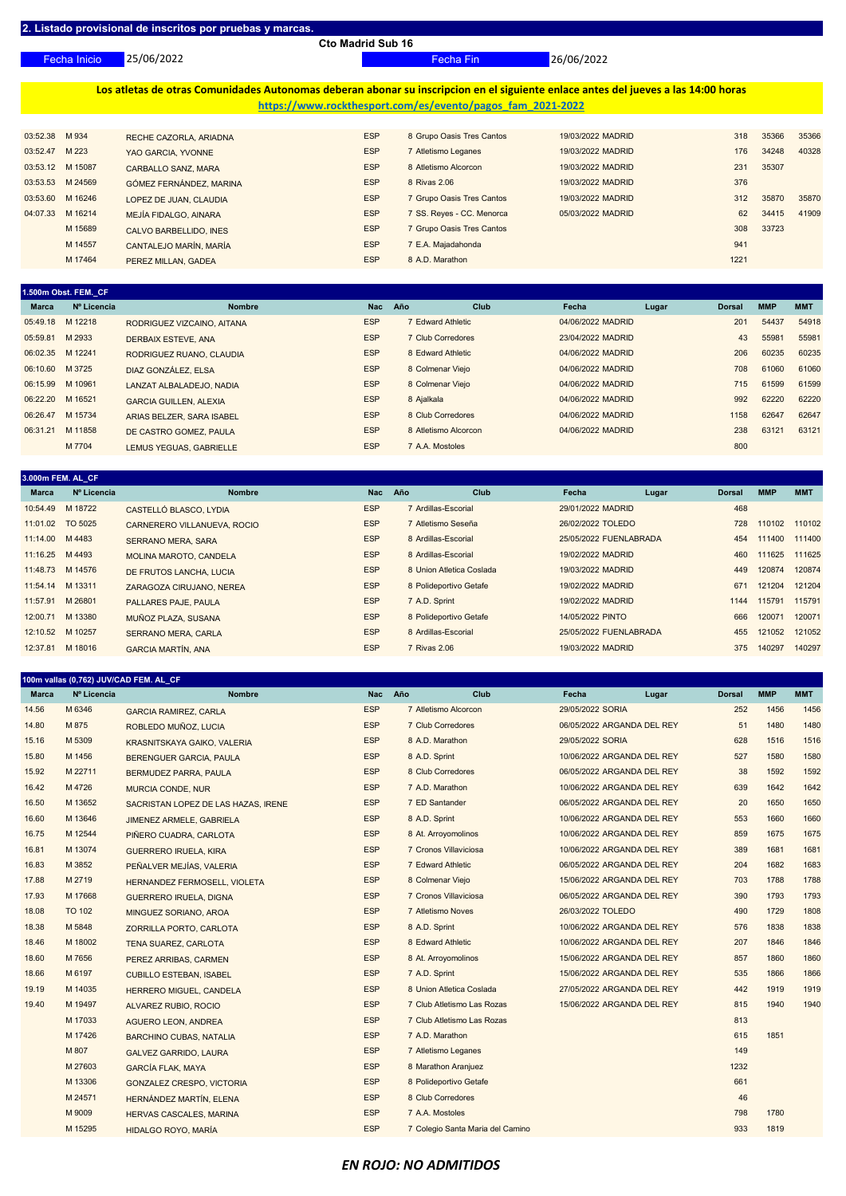## 2. Listado provisional de inscritos por pruebas y marcas.

**Cto Madrid Sub 16**

Fecha Inicio 25/06/2022 — Fecha Fin 26/06/2022

**Los atletas de otras Comunidades Autonomas deberan abonar su inscripcion en el siguiente enlace antes del jueves a las 14:00 horas**

https://www.rockthesport.com/es/evento/pagos_fam_2021-2022

| Marca | Nº Licencia | Nombre | Nac | Año | Club | Fecha | Lugar | Dorsal | MMP | MMT |
|---|---|---|---|---|---|---|---|---|---|---|
| 03:52.38 | M 934 | RECHE CAZORLA, ARIADNA | ESP | 8 | Grupo Oasis Tres Cantos | 19/03/2022 | MADRID | 318 | 35366 | 35366 |
| 03:52.47 | M 223 | YAO GARCIA, YVONNE | ESP | 7 | Atletismo Leganes | 19/03/2022 | MADRID | 176 | 34248 | 40328 |
| 03:53.12 | M 15087 | CARBALLO SANZ, MARA | ESP | 8 | Atletismo Alcorcon | 19/03/2022 | MADRID | 231 | 35307 | |
| 03:53.53 | M 24569 | GÓMEZ FERNÁNDEZ, MARINA | ESP | 8 | Rivas 2.06 | 19/03/2022 | MADRID | 376 | | |
| 03:53.60 | M 16246 | LOPEZ DE JUAN, CLAUDIA | ESP | 7 | Grupo Oasis Tres Cantos | 19/03/2022 | MADRID | 312 | 35870 | 35870 |
| 04:07.33 | M 16214 | MEJÍA FIDALGO, AINARA | ESP | 7 | SS. Reyes - CC. Menorca | 05/03/2022 | MADRID | 62 | 34415 | 41909 |
| | M 15689 | CALVO BARBELLIDO, INES | ESP | 7 | Grupo Oasis Tres Cantos | | | 308 | 33723 | |
| | M 14557 | CANTALEJO MARÍN, MARÍA | ESP | 7 | E.A. Majadahonda | | | 941 | | |
| | M 17464 | PEREZ MILLAN, GADEA | ESP | 8 | A.D. Marathon | | | 1221 | | |

### 1.500m Obst. FEM._CF

| Marca | Nº Licencia | Nombre | Nac | Año | Club | Fecha | Lugar | Dorsal | MMP | MMT |
|---|---|---|---|---|---|---|---|---|---|---|
| 05:49.18 | M 12218 | RODRIGUEZ VIZCAINO, AITANA | ESP | 7 | Edward Athletic | 04/06/2022 | MADRID | 201 | 54437 | 54918 |
| 05:59.81 | M 2933 | DERBAIX ESTEVE, ANA | ESP | 7 | Club Corredores | 23/04/2022 | MADRID | 43 | 55981 | 55981 |
| 06:02.35 | M 12241 | RODRIGUEZ RUANO, CLAUDIA | ESP | 8 | Edward Athletic | 04/06/2022 | MADRID | 206 | 60235 | 60235 |
| 06:10.60 | M 3725 | DIAZ GONZÁLEZ, ELSA | ESP | 8 | Colmenar Viejo | 04/06/2022 | MADRID | 708 | 61060 | 61060 |
| 06:15.99 | M 10961 | LANZAT ALBALADEJO, NADIA | ESP | 8 | Colmenar Viejo | 04/06/2022 | MADRID | 715 | 61599 | 61599 |
| 06:22.20 | M 16521 | GARCIA GUILLEN, ALEXIA | ESP | 8 | Ajalkala | 04/06/2022 | MADRID | 992 | 62220 | 62220 |
| 06:26.47 | M 15734 | ARIAS BELZER, SARA ISABEL | ESP | 8 | Club Corredores | 04/06/2022 | MADRID | 1158 | 62647 | 62647 |
| 06:31.21 | M 11858 | DE CASTRO GOMEZ, PAULA | ESP | 8 | Atletismo Alcorcon | 04/06/2022 | MADRID | 238 | 63121 | 63121 |
| | M 7704 | LEMUS YEGUAS, GABRIELLE | ESP | 7 | A.A. Mostoles | | | 800 | | |

### 3.000m FEM. AL_CF

| Marca | Nº Licencia | Nombre | Nac | Año | Club | Fecha | Lugar | Dorsal | MMP | MMT |
|---|---|---|---|---|---|---|---|---|---|---|
| 10:54.49 | M 18722 | CASTELLÓ BLASCO, LYDIA | ESP | 7 | Ardillas-Escorial | 29/01/2022 | MADRID | 468 | | |
| 11:01.02 | TO 5025 | CARNERERO VILLANUEVA, ROCIO | ESP | 7 | Atletismo Seseña | 26/02/2022 | TOLEDO | 728 | 110102 | 110102 |
| 11:14.00 | M 4483 | SERRANO MERA, SARA | ESP | 8 | Ardillas-Escorial | 25/05/2022 | FUENLABRADA | 454 | 111400 | 111400 |
| 11:16.25 | M 4493 | MOLINA MAROTO, CANDELA | ESP | 8 | Ardillas-Escorial | 19/02/2022 | MADRID | 460 | 111625 | 111625 |
| 11:48.73 | M 14576 | DE FRUTOS LANCHA, LUCIA | ESP | 8 | Union Atletica Coslada | 19/03/2022 | MADRID | 449 | 120874 | 120874 |
| 11:54.14 | M 13311 | ZARAGOZA CIRUJANO, NEREA | ESP | 8 | Polideportivo Getafe | 19/02/2022 | MADRID | 671 | 121204 | 121204 |
| 11:57.91 | M 26801 | PALLARES PAJE, PAULA | ESP | 7 | A.D. Sprint | 19/02/2022 | MADRID | 1144 | 115791 | 115791 |
| 12:00.71 | M 13380 | MUÑOZ PLAZA, SUSANA | ESP | 8 | Polideportivo Getafe | 14/05/2022 | PINTO | 666 | 120071 | 120071 |
| 12:10.52 | M 10257 | SERRANO MERA, CARLA | ESP | 8 | Ardillas-Escorial | 25/05/2022 | FUENLABRADA | 455 | 121052 | 121052 |
| 12:37.81 | M 18016 | GARCIA MARTÍN, ANA | ESP | 7 | Rivas 2.06 | 19/03/2022 | MADRID | 375 | 140297 | 140297 |

### 100m vallas (0,762) JUV/CAD FEM. AL_CF

| Marca | Nº Licencia | Nombre | Nac | Año | Club | Fecha | Lugar | Dorsal | MMP | MMT |
|---|---|---|---|---|---|---|---|---|---|---|
| 14.56 | M 6346 | GARCIA RAMIREZ, CARLA | ESP | 7 | Atletismo Alcorcon | 29/05/2022 | SORIA | 252 | 1456 | 1456 |
| 14.80 | M 875 | ROBLEDO MUÑOZ, LUCIA | ESP | 7 | Club Corredores | 06/05/2022 | ARGANDA DEL REY | 51 | 1480 | 1480 |
| 15.16 | M 5309 | KRASNITSKAYA GAIKO, VALERIA | ESP | 8 | A.D. Marathon | 29/05/2022 | SORIA | 628 | 1516 | 1516 |
| 15.80 | M 1456 | BERENGUER GARCIA, PAULA | ESP | 8 | A.D. Sprint | 10/06/2022 | ARGANDA DEL REY | 527 | 1580 | 1580 |
| 15.92 | M 22711 | BERMUDEZ PARRA, PAULA | ESP | 8 | Club Corredores | 06/05/2022 | ARGANDA DEL REY | 38 | 1592 | 1592 |
| 16.42 | M 4726 | MURCIA CONDE, NUR | ESP | 7 | A.D. Marathon | 10/06/2022 | ARGANDA DEL REY | 639 | 1642 | 1642 |
| 16.50 | M 13652 | SACRISTAN LOPEZ DE LAS HAZAS, IRENE | ESP | 7 | ED Santander | 06/05/2022 | ARGANDA DEL REY | 20 | 1650 | 1650 |
| 16.60 | M 13646 | JIMENEZ ARMELE, GABRIELA | ESP | 8 | A.D. Sprint | 10/06/2022 | ARGANDA DEL REY | 553 | 1660 | 1660 |
| 16.75 | M 12544 | PIÑERO CUADRA, CARLOTA | ESP | 8 | At. Arroyomolinos | 10/06/2022 | ARGANDA DEL REY | 859 | 1675 | 1675 |
| 16.81 | M 13074 | GUERRERO IRUELA, KIRA | ESP | 7 | Cronos Villaviciosa | 10/06/2022 | ARGANDA DEL REY | 389 | 1681 | 1681 |
| 16.83 | M 3852 | PEÑALVER MEJÍAS, VALERIA | ESP | 7 | Edward Athletic | 06/05/2022 | ARGANDA DEL REY | 204 | 1682 | 1683 |
| 17.88 | M 2719 | HERNANDEZ FERMOSELL, VIOLETA | ESP | 8 | Colmenar Viejo | 15/06/2022 | ARGANDA DEL REY | 703 | 1788 | 1788 |
| 17.93 | M 17668 | GUERRERO IRUELA, DIGNA | ESP | 7 | Cronos Villaviciosa | 06/05/2022 | ARGANDA DEL REY | 390 | 1793 | 1793 |
| 18.08 | TO 102 | MINGUEZ SORIANO, AROA | ESP | 7 | Atletismo Noves | 26/03/2022 | TOLEDO | 490 | 1729 | 1808 |
| 18.38 | M 5848 | ZORRILLA PORTO, CARLOTA | ESP | 8 | A.D. Sprint | 10/06/2022 | ARGANDA DEL REY | 576 | 1838 | 1838 |
| 18.46 | M 18002 | TENA SUAREZ, CARLOTA | ESP | 8 | Edward Athletic | 10/06/2022 | ARGANDA DEL REY | 207 | 1846 | 1846 |
| 18.60 | M 7656 | PEREZ ARRIBAS, CARMEN | ESP | 8 | At. Arroyomolinos | 15/06/2022 | ARGANDA DEL REY | 857 | 1860 | 1860 |
| 18.66 | M 6197 | CUBILLO ESTEBAN, ISABEL | ESP | 7 | A.D. Sprint | 15/06/2022 | ARGANDA DEL REY | 535 | 1866 | 1866 |
| 19.19 | M 14035 | HERRERO MIGUEL, CANDELA | ESP | 8 | Union Atletica Coslada | 27/05/2022 | ARGANDA DEL REY | 442 | 1919 | 1919 |
| 19.40 | M 19497 | ALVAREZ RUBIO, ROCIO | ESP | 7 | Club Atletismo Las Rozas | 15/06/2022 | ARGANDA DEL REY | 815 | 1940 | 1940 |
| | M 17033 | AGUERO LEON, ANDREA | ESP | 7 | Club Atletismo Las Rozas | | | 813 | | |
| | M 17426 | BARCHINO CUBAS, NATALIA | ESP | 7 | A.D. Marathon | | | 615 | 1851 | |
| | M 807 | GALVEZ GARRIDO, LAURA | ESP | 7 | Atletismo Leganes | | | 149 | | |
| | M 27603 | GARCÍA FLAK, MAYA | ESP | 8 | Marathon Aranjuez | | | 1232 | | |
| | M 13306 | GONZALEZ CRESPO, VICTORIA | ESP | 8 | Polideportivo Getafe | | | 661 | | |
| | M 24571 | HERNÁNDEZ MARTÍN, ELENA | ESP | 8 | Club Corredores | | | 46 | | |
| | M 9009 | HERVAS CASCALES, MARINA | ESP | 7 | A.A. Mostoles | | | 798 | 1780 | |
| | M 15295 | HIDALGO ROYO, MARÍA | ESP | 7 | Colegio Santa Maria del Camino | | | 933 | 1819 | |

*EN ROJO: NO ADMITIDOS*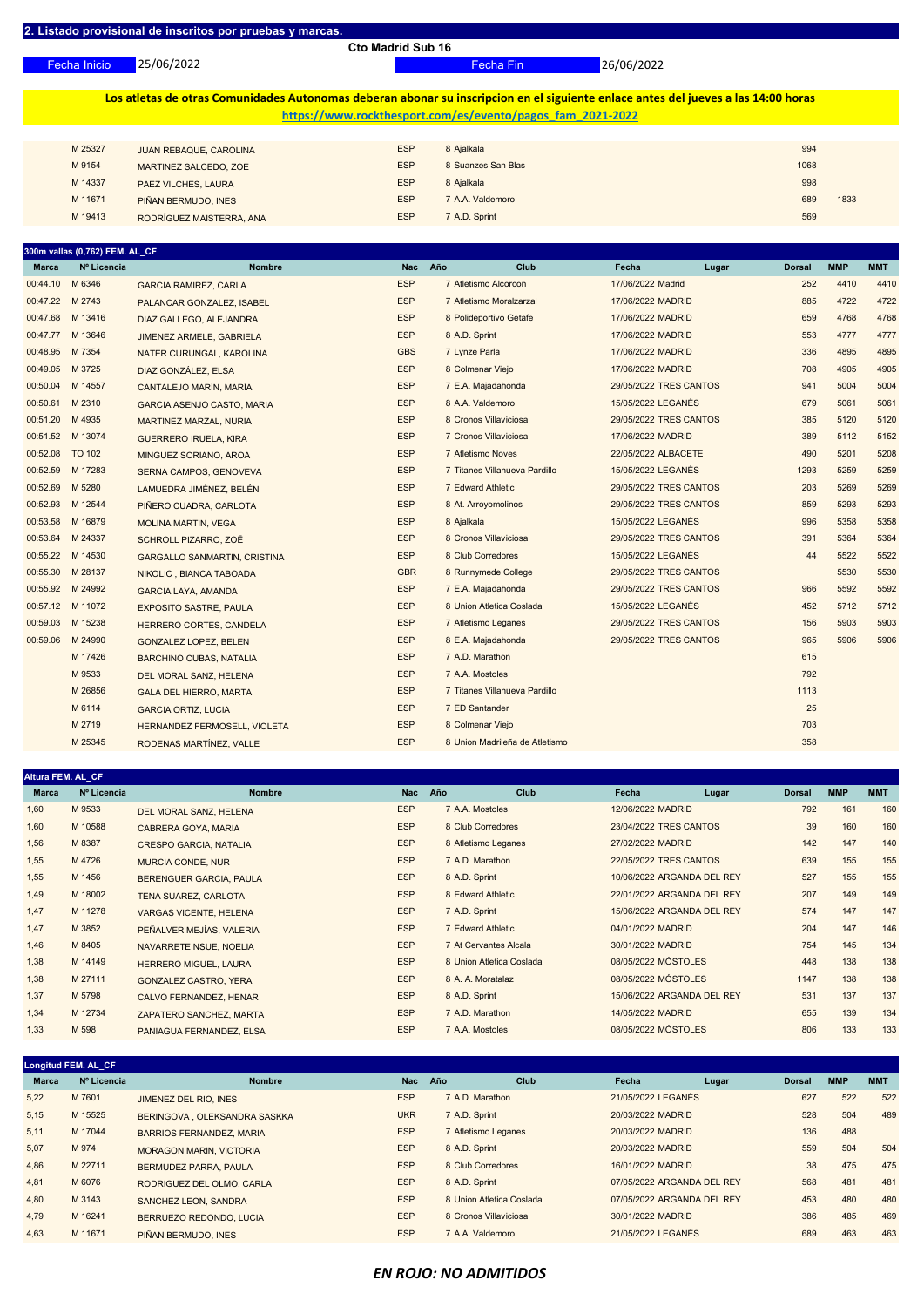## 2. Listado provisional de inscritos por pruebas y marcas.

**Cto Madrid Sub 16**

Fecha Inicio 25/06/2022 Fecha Fin 26/06/2022

**Los atletas de otras Comunidades Autonomas deberan abonar su inscripcion en el siguiente enlace antes del jueves a las 14:00 horas**
**https://www.rockthesport.com/es/evento/pagos_fam_2021-2022**

| Marca | Nº Licencia | Nombre | Nac | Año | Club | Fecha | Lugar | Dorsal | MMP | MMT |
|---|---|---|---|---|---|---|---|---|---|---|
| | M 25327 | JUAN REBAQUE, CAROLINA | ESP | 8 | Ajalkala | | | 994 | | |
| | M 9154 | MARTINEZ SALCEDO, ZOE | ESP | 8 | Suanzes San Blas | | | 1068 | | |
| | M 14337 | PAEZ VILCHES, LAURA | ESP | 8 | Ajalkala | | | 998 | | |
| | M 11671 | PIÑAN BERMUDO, INES | ESP | 7 | A.A. Valdemoro | | | 689 | 1833 | |
| | M 19413 | RODRÍGUEZ MAISTERRA, ANA | ESP | 7 | A.D. Sprint | | | 569 | | |

### 300m vallas (0,762) FEM. AL_CF

| Marca | Nº Licencia | Nombre | Nac | Año | Club | Fecha | Lugar | Dorsal | MMP | MMT |
|---|---|---|---|---|---|---|---|---|---|---|
| 00:44.10 | M 6346 | GARCIA RAMIREZ, CARLA | ESP | 7 | Atletismo Alcorcon | 17/06/2022 | Madrid | 252 | 4410 | 4410 |
| 00:47.22 | M 2743 | PALANCAR GONZALEZ, ISABEL | ESP | 7 | Atletismo Moralzarzal | 17/06/2022 | MADRID | 885 | 4722 | 4722 |
| 00:47.68 | M 13416 | DIAZ GALLEGO, ALEJANDRA | ESP | 8 | Polideportivo Getafe | 17/06/2022 | MADRID | 659 | 4768 | 4768 |
| 00:47.77 | M 13646 | JIMENEZ ARMELE, GABRIELA | ESP | 8 | A.D. Sprint | 17/06/2022 | MADRID | 553 | 4777 | 4777 |
| 00:48.95 | M 7354 | NATER CURUNGAL, KAROLINA | GBS | 7 | Lynze Parla | 17/06/2022 | MADRID | 336 | 4895 | 4895 |
| 00:49.05 | M 3725 | DIAZ GONZÁLEZ, ELSA | ESP | 8 | Colmenar Viejo | 17/06/2022 | MADRID | 708 | 4905 | 4905 |
| 00:50.04 | M 14557 | CANTALEJO MARÍN, MARÍA | ESP | 7 | E.A. Majadahonda | 29/05/2022 | TRES CANTOS | 941 | 5004 | 5004 |
| 00:50.61 | M 2310 | GARCIA ASENJO CASTO, MARIA | ESP | 8 | A.A. Valdemoro | 15/05/2022 | LEGANÉS | 679 | 5061 | 5061 |
| 00:51.20 | M 4935 | MARTINEZ MARZAL, NURIA | ESP | 8 | Cronos Villaviciosa | 29/05/2022 | TRES CANTOS | 385 | 5120 | 5120 |
| 00:51.52 | M 13074 | GUERRERO IRUELA, KIRA | ESP | 7 | Cronos Villaviciosa | 17/06/2022 | MADRID | 389 | 5112 | 5152 |
| 00:52.08 | TO 102 | MINGUEZ SORIANO, AROA | ESP | 7 | Atletismo Noves | 22/05/2022 | ALBACETE | 490 | 5201 | 5208 |
| 00:52.59 | M 17283 | SERNA CAMPOS, GENOVEVA | ESP | 7 | Titanes Villanueva Pardillo | 15/05/2022 | LEGANÉS | 1293 | 5259 | 5259 |
| 00:52.69 | M 5280 | LAMUEDRA JIMÉNEZ, BELÉN | ESP | 7 | Edward Athletic | 29/05/2022 | TRES CANTOS | 203 | 5269 | 5269 |
| 00:52.93 | M 12544 | PIÑERO CUADRA, CARLOTA | ESP | 8 | At. Arroyomolinos | 29/05/2022 | TRES CANTOS | 859 | 5293 | 5293 |
| 00:53.58 | M 16879 | MOLINA MARTIN, VEGA | ESP | 8 | Ajalkala | 15/05/2022 | LEGANÉS | 996 | 5358 | 5358 |
| 00:53.64 | M 24337 | SCHROLL PIZARRO, ZOË | ESP | 8 | Cronos Villaviciosa | 29/05/2022 | TRES CANTOS | 391 | 5364 | 5364 |
| 00:55.22 | M 14530 | GARGALLO SANMARTIN, CRISTINA | ESP | 8 | Club Corredores | 15/05/2022 | LEGANÉS | 44 | 5522 | 5522 |
| 00:55.30 | M 28137 | NIKOLIC , BIANCA TABOADA | GBR | 8 | Runnymede College | 29/05/2022 | TRES CANTOS | | 5530 | 5530 |
| 00:55.92 | M 24992 | GARCIA LAYA, AMANDA | ESP | 7 | E.A. Majadahonda | 29/05/2022 | TRES CANTOS | 966 | 5592 | 5592 |
| 00:57.12 | M 11072 | EXPOSITO SASTRE, PAULA | ESP | 8 | Union Atletica Coslada | 15/05/2022 | LEGANÉS | 452 | 5712 | 5712 |
| 00:59.03 | M 15238 | HERRERO CORTES, CANDELA | ESP | 7 | Atletismo Leganes | 29/05/2022 | TRES CANTOS | 156 | 5903 | 5903 |
| 00:59.06 | M 24990 | GONZALEZ LOPEZ, BELEN | ESP | 8 | E.A. Majadahonda | 29/05/2022 | TRES CANTOS | 965 | 5906 | 5906 |
| | M 17426 | BARCHINO CUBAS, NATALIA | ESP | 7 | A.D. Marathon | | | 615 | | |
| | M 9533 | DEL MORAL SANZ, HELENA | ESP | 7 | A.A. Mostoles | | | 792 | | |
| | M 26856 | GALA DEL HIERRO, MARTA | ESP | 7 | Titanes Villanueva Pardillo | | | 1113 | | |
| | M 6114 | GARCIA ORTIZ, LUCIA | ESP | 7 | ED Santander | | | 25 | | |
| | M 2719 | HERNANDEZ FERMOSELL, VIOLETA | ESP | 8 | Colmenar Viejo | | | 703 | | |
| | M 25345 | RODENAS MARTÍNEZ, VALLE | ESP | 8 | Union Madrileña de Atletismo | | | 358 | | |

### Altura FEM. AL_CF

| Marca | Nº Licencia | Nombre | Nac | Año | Club | Fecha | Lugar | Dorsal | MMP | MMT |
|---|---|---|---|---|---|---|---|---|---|---|
| 1,60 | M 9533 | DEL MORAL SANZ, HELENA | ESP | 7 | A.A. Mostoles | 12/06/2022 | MADRID | 792 | 161 | 160 |
| 1,60 | M 10588 | CABRERA GOYA, MARIA | ESP | 8 | Club Corredores | 23/04/2022 | TRES CANTOS | 39 | 160 | 160 |
| 1,56 | M 8387 | CRESPO GARCIA, NATALIA | ESP | 8 | Atletismo Leganes | 27/02/2022 | MADRID | 142 | 147 | 140 |
| 1,55 | M 4726 | MURCIA CONDE, NUR | ESP | 7 | A.D. Marathon | 22/05/2022 | TRES CANTOS | 639 | 155 | 155 |
| 1,55 | M 1456 | BERENGUER GARCIA, PAULA | ESP | 8 | A.D. Sprint | 10/06/2022 | ARGANDA DEL REY | 527 | 155 | 155 |
| 1,49 | M 18002 | TENA SUAREZ, CARLOTA | ESP | 8 | Edward Athletic | 22/01/2022 | ARGANDA DEL REY | 207 | 149 | 149 |
| 1,47 | M 11278 | VARGAS VICENTE, HELENA | ESP | 7 | A.D. Sprint | 15/06/2022 | ARGANDA DEL REY | 574 | 147 | 147 |
| 1,47 | M 3852 | PEÑALVER MEJÍAS, VALERIA | ESP | 7 | Edward Athletic | 04/01/2022 | MADRID | 204 | 147 | 146 |
| 1,46 | M 8405 | NAVARRETE NSUE, NOELIA | ESP | 7 | At Cervantes Alcala | 30/01/2022 | MADRID | 754 | 145 | 134 |
| 1,38 | M 14149 | HERRERO MIGUEL, LAURA | ESP | 8 | Union Atletica Coslada | 08/05/2022 | MÓSTOLES | 448 | 138 | 138 |
| 1,38 | M 27111 | GONZALEZ CASTRO, YERA | ESP | 8 | A. A. Moratalaz | 08/05/2022 | MÓSTOLES | 1147 | 138 | 138 |
| 1,37 | M 5798 | CALVO FERNANDEZ, HENAR | ESP | 8 | A.D. Sprint | 15/06/2022 | ARGANDA DEL REY | 531 | 137 | 137 |
| 1,34 | M 12734 | ZAPATERO SANCHEZ, MARTA | ESP | 7 | A.D. Marathon | 14/05/2022 | MADRID | 655 | 139 | 134 |
| 1,33 | M 598 | PANIAGUA FERNANDEZ, ELSA | ESP | 7 | A.A. Mostoles | 08/05/2022 | MÓSTOLES | 806 | 133 | 133 |

### Longitud FEM. AL_CF

| Marca | Nº Licencia | Nombre | Nac | Año | Club | Fecha | Lugar | Dorsal | MMP | MMT |
|---|---|---|---|---|---|---|---|---|---|---|
| 5,22 | M 7601 | JIMENEZ DEL RIO, INES | ESP | 7 | A.D. Marathon | 21/05/2022 | LEGANÉS | 627 | 522 | 522 |
| 5,15 | M 15525 | BERINGOVA , OLEKSANDRA SASKKA | UKR | 7 | A.D. Sprint | 20/03/2022 | MADRID | 528 | 504 | 489 |
| 5,11 | M 17044 | BARRIOS FERNANDEZ, MARIA | ESP | 7 | Atletismo Leganes | 20/03/2022 | MADRID | 136 | 488 | |
| 5,07 | M 974 | MORAGON MARIN, VICTORIA | ESP | 8 | A.D. Sprint | 20/03/2022 | MADRID | 559 | 504 | 504 |
| 4,86 | M 22711 | BERMUDEZ PARRA, PAULA | ESP | 8 | Club Corredores | 16/01/2022 | MADRID | 38 | 475 | 475 |
| 4,81 | M 6076 | RODRIGUEZ DEL OLMO, CARLA | ESP | 8 | A.D. Sprint | 07/05/2022 | ARGANDA DEL REY | 568 | 481 | 481 |
| 4,80 | M 3143 | SANCHEZ LEON, SANDRA | ESP | 8 | Union Atletica Coslada | 07/05/2022 | ARGANDA DEL REY | 453 | 480 | 480 |
| 4,79 | M 16241 | BERRUEZO REDONDO, LUCIA | ESP | 8 | Cronos Villaviciosa | 30/01/2022 | MADRID | 386 | 485 | 469 |
| 4,63 | M 11671 | PIÑAN BERMUDO, INES | ESP | 7 | A.A. Valdemoro | 21/05/2022 | LEGANÉS | 689 | 463 | 463 |

***EN ROJO: NO ADMITIDOS***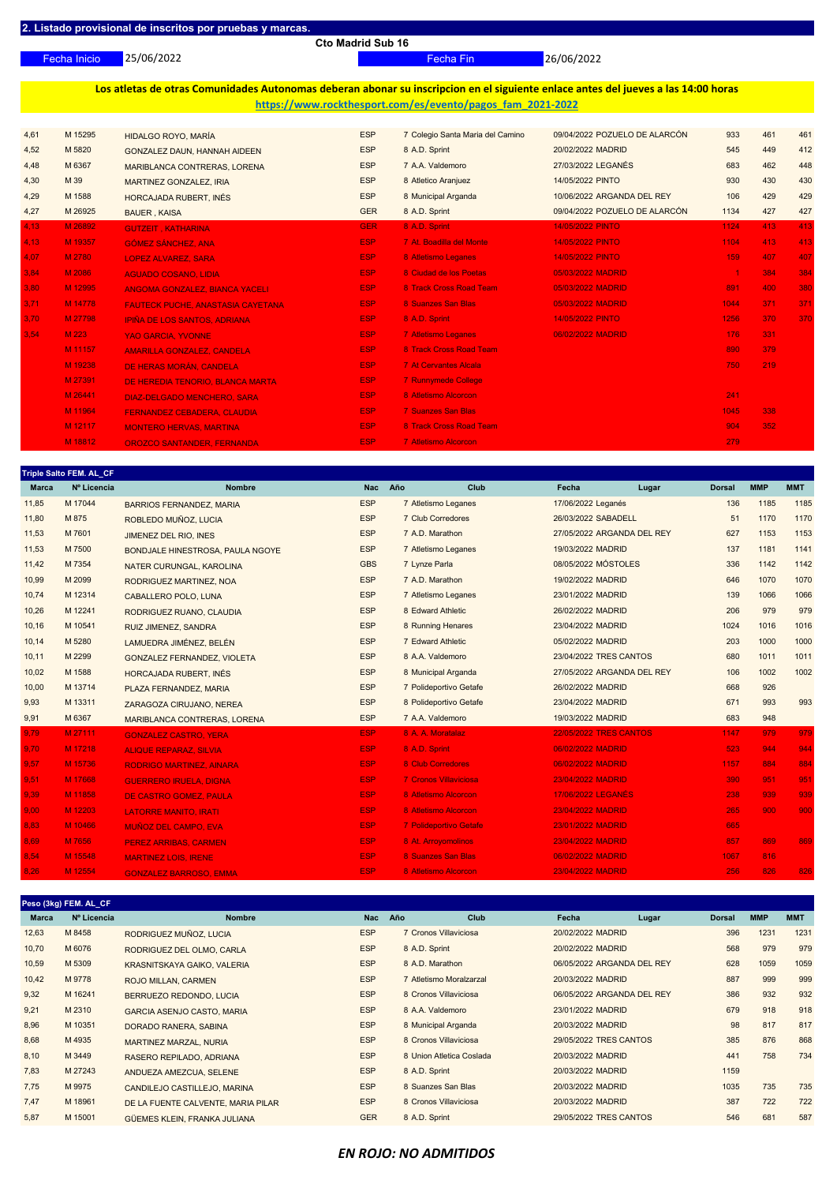## 2. Listado provisional de inscritos por pruebas y marcas.

**Cto Madrid Sub 16**

Fecha Inicio 25/06/2022 — Fecha Fin 26/06/2022

**Los atletas de otras Comunidades Autonomas deberan abonar su inscripcion en el siguiente enlace antes del jueves a las 14:00 horas**
**https://www.rockthesport.com/es/evento/pagos_fam_2021-2022**

| Marca | Nº Licencia | Nombre | Nac | Año | Club | Fecha | Lugar | Dorsal | MMP | MMT |
|---|---|---|---|---|---|---|---|---|---|---|
| 4,61 | M 15295 | HIDALGO ROYO, MARÍA | ESP | 7 | Colegio Santa Maria del Camino | 09/04/2022 | POZUELO DE ALARCÓN | 933 | 461 | 461 |
| 4,52 | M 5820 | GONZALEZ DAUN, HANNAH AIDEEN | ESP | 8 | A.D. Sprint | 20/02/2022 | MADRID | 545 | 449 | 412 |
| 4,48 | M 6367 | MARIBLANCA CONTRERAS, LORENA | ESP | 7 | A.A. Valdemoro | 27/03/2022 | LEGANÉS | 683 | 462 | 448 |
| 4,30 | M 39 | MARTINEZ GONZALEZ, IRIA | ESP | 8 | Atletico Aranjuez | 14/05/2022 | PINTO | 930 | 430 | 430 |
| 4,29 | M 1588 | HORCAJADA RUBERT, INÉS | ESP | 8 | Municipal Arganda | 10/06/2022 | ARGANDA DEL REY | 106 | 429 | 429 |
| 4,27 | M 26925 | BAUER , KAISA | GER | 8 | A.D. Sprint | 09/04/2022 | POZUELO DE ALARCÓN | 1134 | 427 | 427 |
| 4,13 | M 26892 | GUTZEIT , KATHARINA | GER | 8 | A.D. Sprint | 14/05/2022 | PINTO | 1124 | 413 | 413 |
| 4,13 | M 19357 | GOMEZ SANCHEZ, ANA | ESP | 7 | At. Boadilla del Monte | 14/05/2022 | PINTO | 1104 | 413 | 413 |
| 4,07 | M 2780 | LOPEZ ALVAREZ, SARA | ESP | 8 | Atletismo Leganes | 14/05/2022 | PINTO | 159 | 407 | 407 |
| 3,84 | M 2086 | AGUADO COSANO, LIDIA | ESP | 8 | Ciudad de los Poetas | 05/03/2022 | MADRID | 1 | 384 | 384 |
| 3,80 | M 12995 | ANGOMA GONZALEZ, BIANCA YACELI | ESP | 8 | Track Cross Road Team | 05/03/2022 | MADRID | 891 | 400 | 380 |
| 3,71 | M 14778 | FAUTECK PUCHE, ANASTASIA CAYETANA | ESP | 8 | Suanzes San Blas | 05/03/2022 | MADRID | 1044 | 371 | 371 |
| 3,70 | M 27798 | IPIÑA DE LOS SANTOS, ADRIANA | ESP | 8 | A.D. Sprint | 14/05/2022 | PINTO | 1256 | 370 | 370 |
| 3,54 | M 223 | YAO GARCIA, YVONNE | ESP | 7 | Atletismo Leganes | 06/02/2022 | MADRID | 176 | 331 | |
| | M 11157 | AMARILLA GONZALEZ, CANDELA | ESP | 8 | Track Cross Road Team | | | 890 | 379 | |
| | M 19238 | DE HERAS MORÁN, CANDELA | ESP | 7 | At Cervantes Alcala | | | 750 | 219 | |
| | M 27391 | DE HEREDIA TENORIO, BLANCA MARTA | ESP | 7 | Runnymede College | | | | | |
| | M 26441 | DIAZ-DELGADO MENCHERO, SARA | ESP | 8 | Atletismo Alcorcon | | | 241 | | |
| | M 11964 | FERNANDEZ CEBADERA, CLAUDIA | ESP | 7 | Suanzes San Blas | | | 1045 | 338 | |
| | M 12117 | MONTERO HERVAS, MARTINA | ESP | 8 | Track Cross Road Team | | | 904 | 352 | |
| | M 18812 | OROZCO SANTANDER, FERNANDA | ESP | 7 | Atletismo Alcorcon | | | 279 | | |

### Triple Salto FEM. AL_CF

| Marca | Nº Licencia | Nombre | Nac | Año | Club | Fecha | Lugar | Dorsal | MMP | MMT |
|---|---|---|---|---|---|---|---|---|---|---|
| 11,85 | M 17044 | BARRIOS FERNANDEZ, MARIA | ESP | 7 | Atletismo Leganes | 17/06/2022 | Leganés | 136 | 1185 | 1185 |
| 11,80 | M 875 | ROBLEDO MUÑOZ, LUCIA | ESP | 7 | Club Corredores | 26/03/2022 | SABADELL | 51 | 1170 | 1170 |
| 11,53 | M 7601 | JIMENEZ DEL RIO, INES | ESP | 7 | A.D. Marathon | 27/05/2022 | ARGANDA DEL REY | 627 | 1153 | 1153 |
| 11,53 | M 7500 | BONDJALE HINESTROSA, PAULA NGOYE | ESP | 7 | Atletismo Leganes | 19/03/2022 | MADRID | 137 | 1181 | 1141 |
| 11,42 | M 7354 | NATER CURUNGAL, KAROLINA | GBS | 7 | Lynze Parla | 08/05/2022 | MÓSTOLES | 336 | 1142 | 1142 |
| 10,99 | M 2099 | RODRIGUEZ MARTINEZ, NOA | ESP | 7 | A.D. Marathon | 19/02/2022 | MADRID | 646 | 1070 | 1070 |
| 10,74 | M 12314 | CABALLERO POLO, LUNA | ESP | 7 | Atletismo Leganes | 23/01/2022 | MADRID | 139 | 1066 | 1066 |
| 10,26 | M 12241 | RODRIGUEZ RUANO, CLAUDIA | ESP | 8 | Edward Athletic | 26/02/2022 | MADRID | 206 | 979 | 979 |
| 10,16 | M 10541 | RUIZ JIMENEZ, SANDRA | ESP | 8 | Running Henares | 23/04/2022 | MADRID | 1024 | 1016 | 1016 |
| 10,14 | M 5280 | LAMUEDRA JIMÉNEZ, BELÉN | ESP | 7 | Edward Athletic | 05/02/2022 | MADRID | 203 | 1000 | 1000 |
| 10,11 | M 2299 | GONZALEZ FERNANDEZ, VIOLETA | ESP | 8 | A.A. Valdemoro | 23/04/2022 | TRES CANTOS | 680 | 1011 | 1011 |
| 10,02 | M 1588 | HORCAJADA RUBERT, INÉS | ESP | 8 | Municipal Arganda | 27/05/2022 | ARGANDA DEL REY | 106 | 1002 | 1002 |
| 10,00 | M 13714 | PLAZA FERNANDEZ, MARIA | ESP | 7 | Polideportivo Getafe | 26/02/2022 | MADRID | 668 | 926 | |
| 9,93 | M 13311 | ZARAGOZA CIRUJANO, NEREA | ESP | 8 | Polideportivo Getafe | 23/04/2022 | MADRID | 671 | 993 | 993 |
| 9,91 | M 6367 | MARIBLANCA CONTRERAS, LORENA | ESP | 7 | A.A. Valdemoro | 19/03/2022 | MADRID | 683 | 948 | |
| 9,79 | M 27111 | GONZALEZ CASTRO, YERA | ESP | 8 | A. A. Moratalaz | 22/05/2022 | TRES CANTOS | 1147 | 979 | 979 |
| 9,70 | M 17216 | ALIQUE REPARAZ, SILVIA | ESP | 8 | A.D. Sprint | 06/02/2022 | MADRID | 523 | 944 | 944 |
| 9,57 | M 15736 | RODRIGO MARTINEZ, AINARA | ESP | 8 | Club Corredores | 06/02/2022 | MADRID | 1157 | 894 | 894 |
| 9,51 | M 17568 | GUERRERO IRUELA, DIGNA | ESP | 7 | Cronos Villaviciosa | 23/04/2022 | MADRID | 390 | 951 | 951 |
| 9,39 | M 11858 | DE CASTRO GOMEZ, PAULA | ESP | 8 | Atletismo Alcorcon | 17/06/2022 | LEGANÉS | 238 | 939 | 939 |
| 9,00 | M 12203 | LATORRE MANITO, IRATI | ESP | 8 | Atletismo Alcorcon | 23/04/2022 | MADRID | 265 | 900 | 900 |
| 8,83 | M 10466 | MUÑOZ DEL CAMPO, EVA | ESP | 7 | Polideportivo Getafe | 23/01/2022 | MADRID | 665 | | |
| 8,69 | M 7856 | PEREZ ARRIBAS, CARMEN | ESP | 8 | At. Arroyomolinos | 23/04/2022 | MADRID | 857 | 869 | 869 |
| 8,54 | M 15548 | MARTINEZ LOIS, IRENE | ESP | 8 | Suanzes San Blas | 06/02/2022 | MADRID | 1067 | 816 | |
| 8,26 | M 12554 | GONZALEZ BARROSO, EMMA | ESP | 8 | Atletismo Alcorcon | 23/04/2022 | MADRID | 256 | 826 | 826 |

### Peso (3kg) FEM. AL_CF

| Marca | Nº Licencia | Nombre | Nac | Año | Club | Fecha | Lugar | Dorsal | MMP | MMT |
|---|---|---|---|---|---|---|---|---|---|---|
| 12,63 | M 8458 | RODRIGUEZ MUÑOZ, LUCIA | ESP | 7 | Cronos Villaviciosa | 20/02/2022 | MADRID | 396 | 1231 | 1231 |
| 10,70 | M 6076 | RODRIGUEZ DEL OLMO, CARLA | ESP | 8 | A.D. Sprint | 20/02/2022 | MADRID | 568 | 979 | 979 |
| 10,59 | M 5309 | KRASNITSKAYA GAIKO, VALERIA | ESP | 8 | A.D. Marathon | 06/05/2022 | ARGANDA DEL REY | 628 | 1059 | 1059 |
| 10,42 | M 9778 | ROJO MILLAN, CARMEN | ESP | 7 | Atletismo Moralzarzal | 20/03/2022 | MADRID | 887 | 999 | 999 |
| 9,32 | M 16241 | BERRUEZO REDONDO, LUCIA | ESP | 8 | Cronos Villaviciosa | 06/05/2022 | ARGANDA DEL REY | 386 | 932 | 932 |
| 9,21 | M 2310 | GARCIA ASENJO CASTO, MARIA | ESP | 8 | A.A. Valdemoro | 23/01/2022 | MADRID | 679 | 918 | 918 |
| 8,96 | M 10351 | DORADO RANERA, SABINA | ESP | 8 | Municipal Arganda | 20/03/2022 | MADRID | 98 | 817 | 817 |
| 8,68 | M 4935 | MARTINEZ MARZAL, NURIA | ESP | 8 | Cronos Villaviciosa | 29/05/2022 | TRES CANTOS | 385 | 876 | 868 |
| 8,10 | M 3449 | RASERO REPILADO, ADRIANA | ESP | 8 | Union Atletica Coslada | 20/03/2022 | MADRID | 441 | 758 | 734 |
| 7,83 | M 27243 | ANDUEZA AMEZCUA, SELENE | ESP | 8 | A.D. Sprint | 20/03/2022 | MADRID | 1159 | | |
| 7,75 | M 9975 | CANDILEJO CASTILLEJO, MARINA | ESP | 8 | Suanzes San Blas | 20/03/2022 | MADRID | 1035 | 735 | 735 |
| 7,47 | M 18961 | DE LA FUENTE CALVENTE, MARIA PILAR | ESP | 8 | Cronos Villaviciosa | 20/03/2022 | MADRID | 387 | 722 | 722 |
| 5,87 | M 15001 | GÜEMES KLEIN, FRANKA JULIANA | GER | 8 | A.D. Sprint | 29/05/2022 | TRES CANTOS | 546 | 681 | 587 |

***EN ROJO: NO ADMITIDOS***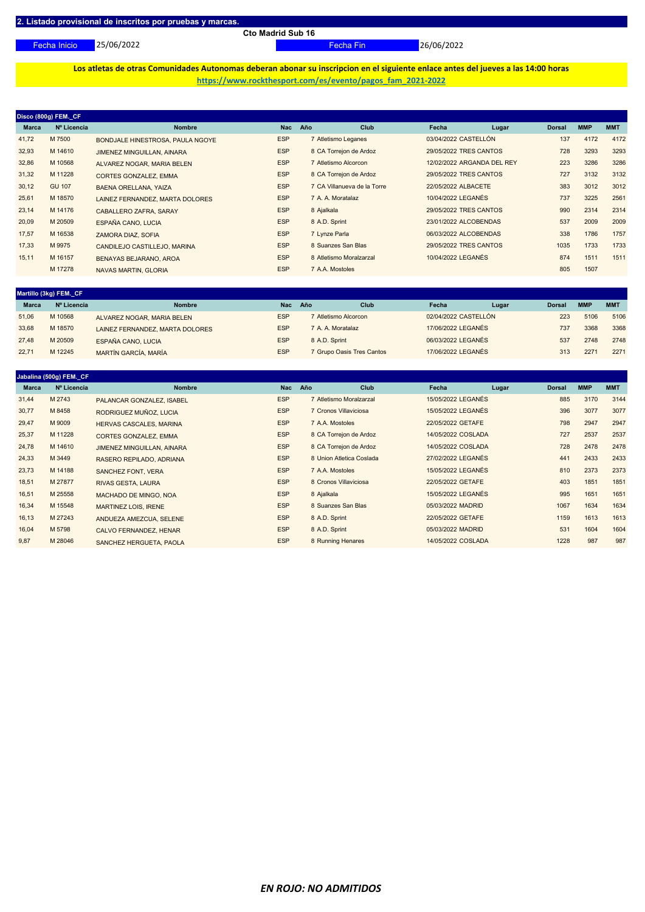## 2. Listado provisional de inscritos por pruebas y marcas.

**Cto Madrid Sub 16**

Fecha Inicio 25/06/2022 Fecha Fin 26/06/2022

**Los atletas de otras Comunidades Autonomas deberan abonar su inscripcion en el siguiente enlace antes del jueves a las 14:00 horas**
**https://www.rockthesport.com/es/evento/pagos_fam_2021-2022**

### Disco (800g) FEM._CF

| Marca | Nº Licencia | Nombre | Nac | Año | Club | Fecha | Lugar | Dorsal | MMP | MMT |
|---|---|---|---|---|---|---|---|---|---|---|
| 41,72 | M 7500 | BONDJALE HINESTROSA, PAULA NGOYE | ESP | 7 | Atletismo Leganes | 03/04/2022 | CASTELLÓN | 137 | 4172 | 4172 |
| 32,93 | M 14610 | JIMENEZ MINGUILLAN, AINARA | ESP | 8 | CA Torrejon de Ardoz | 29/05/2022 | TRES CANTOS | 728 | 3293 | 3293 |
| 32,86 | M 10568 | ALVAREZ NOGAR, MARIA BELEN | ESP | 7 | Atletismo Alcorcon | 12/02/2022 | ARGANDA DEL REY | 223 | 3286 | 3286 |
| 31,32 | M 11228 | CORTES GONZALEZ, EMMA | ESP | 8 | CA Torrejon de Ardoz | 29/05/2022 | TRES CANTOS | 727 | 3132 | 3132 |
| 30,12 | GU 107 | BAENA ORELLANA, YAIZA | ESP | 7 | CA Villanueva de la Torre | 22/05/2022 | ALBACETE | 383 | 3012 | 3012 |
| 25,61 | M 18570 | LAINEZ FERNANDEZ, MARTA DOLORES | ESP | 7 | A. A. Moratalaz | 10/04/2022 | LEGANÉS | 737 | 3225 | 2561 |
| 23,14 | M 14176 | CABALLERO ZAFRA, SARAY | ESP | 8 | Ajalkala | 29/05/2022 | TRES CANTOS | 990 | 2314 | 2314 |
| 20,09 | M 20509 | ESPAÑA CANO, LUCIA | ESP | 8 | A.D. Sprint | 23/01/2022 | ALCOBENDAS | 537 | 2009 | 2009 |
| 17,57 | M 16538 | ZAMORA DIAZ, SOFIA | ESP | 7 | Lynze Parla | 06/03/2022 | ALCOBENDAS | 338 | 1786 | 1757 |
| 17,33 | M 9975 | CANDILEJO CASTILLEJO, MARINA | ESP | 8 | Suanzes San Blas | 29/05/2022 | TRES CANTOS | 1035 | 1733 | 1733 |
| 15,11 | M 16157 | BENAYAS BEJARANO, AROA | ESP | 8 | Atletismo Moralzarzal | 10/04/2022 | LEGANÉS | 874 | 1511 | 1511 |
| | M 17278 | NAVAS MARTIN, GLORIA | ESP | 7 | A.A. Mostoles | | | 805 | 1507 | |

### Martillo (3kg) FEM._CF

| Marca | Nº Licencia | Nombre | Nac | Año | Club | Fecha | Lugar | Dorsal | MMP | MMT |
|---|---|---|---|---|---|---|---|---|---|---|
| 51,06 | M 10568 | ALVAREZ NOGAR, MARIA BELEN | ESP | 7 | Atletismo Alcorcon | 02/04/2022 | CASTELLÓN | 223 | 5106 | 5106 |
| 33,68 | M 18570 | LAINEZ FERNANDEZ, MARTA DOLORES | ESP | 7 | A. A. Moratalaz | 17/06/2022 | LEGANÉS | 737 | 3368 | 3368 |
| 27,48 | M 20509 | ESPAÑA CANO, LUCIA | ESP | 8 | A.D. Sprint | 06/03/2022 | LEGANÉS | 537 | 2748 | 2748 |
| 22,71 | M 12245 | MARTÍN GARCÍA, MARÍA | ESP | 7 | Grupo Oasis Tres Cantos | 17/06/2022 | LEGANÉS | 313 | 2271 | 2271 |

### Jabalina (500g) FEM._CF

| Marca | Nº Licencia | Nombre | Nac | Año | Club | Fecha | Lugar | Dorsal | MMP | MMT |
|---|---|---|---|---|---|---|---|---|---|---|
| 31,44 | M 2743 | PALANCAR GONZALEZ, ISABEL | ESP | 7 | Atletismo Moralzarzal | 15/05/2022 | LEGANÉS | 885 | 3170 | 3144 |
| 30,77 | M 8458 | RODRIGUEZ MUÑOZ, LUCIA | ESP | 7 | Cronos Villaviciosa | 15/05/2022 | LEGANÉS | 396 | 3077 | 3077 |
| 29,47 | M 9009 | HERVAS CASCALES, MARINA | ESP | 7 | A.A. Mostoles | 22/05/2022 | GETAFE | 798 | 2947 | 2947 |
| 25,37 | M 11228 | CORTES GONZALEZ, EMMA | ESP | 8 | CA Torrejon de Ardoz | 14/05/2022 | COSLADA | 727 | 2537 | 2537 |
| 24,78 | M 14610 | JIMENEZ MINGUILLAN, AINARA | ESP | 8 | CA Torrejon de Ardoz | 14/05/2022 | COSLADA | 728 | 2478 | 2478 |
| 24,33 | M 3449 | RASERO REPILADO, ADRIANA | ESP | 8 | Union Atletica Coslada | 27/02/2022 | LEGANÉS | 441 | 2433 | 2433 |
| 23,73 | M 14188 | SANCHEZ FONT, VERA | ESP | 7 | A.A. Mostoles | 15/05/2022 | LEGANÉS | 810 | 2373 | 2373 |
| 18,51 | M 27877 | RIVAS GESTA, LAURA | ESP | 8 | Cronos Villaviciosa | 22/05/2022 | GETAFE | 403 | 1851 | 1851 |
| 16,51 | M 25558 | MACHADO DE MINGO, NOA | ESP | 8 | Ajalkala | 15/05/2022 | LEGANÉS | 995 | 1651 | 1651 |
| 16,34 | M 15548 | MARTINEZ LOIS, IRENE | ESP | 8 | Suanzes San Blas | 05/03/2022 | MADRID | 1067 | 1634 | 1634 |
| 16,13 | M 27243 | ANDUEZA AMEZCUA, SELENE | ESP | 8 | A.D. Sprint | 22/05/2022 | GETAFE | 1159 | 1613 | 1613 |
| 16,04 | M 5798 | CALVO FERNANDEZ, HENAR | ESP | 8 | A.D. Sprint | 05/03/2022 | MADRID | 531 | 1604 | 1604 |
| 9,87 | M 28046 | SANCHEZ HERGUETA, PAOLA | ESP | 8 | Running Henares | 14/05/2022 | COSLADA | 1228 | 987 | 987 |

*EN ROJO: NO ADMITIDOS*